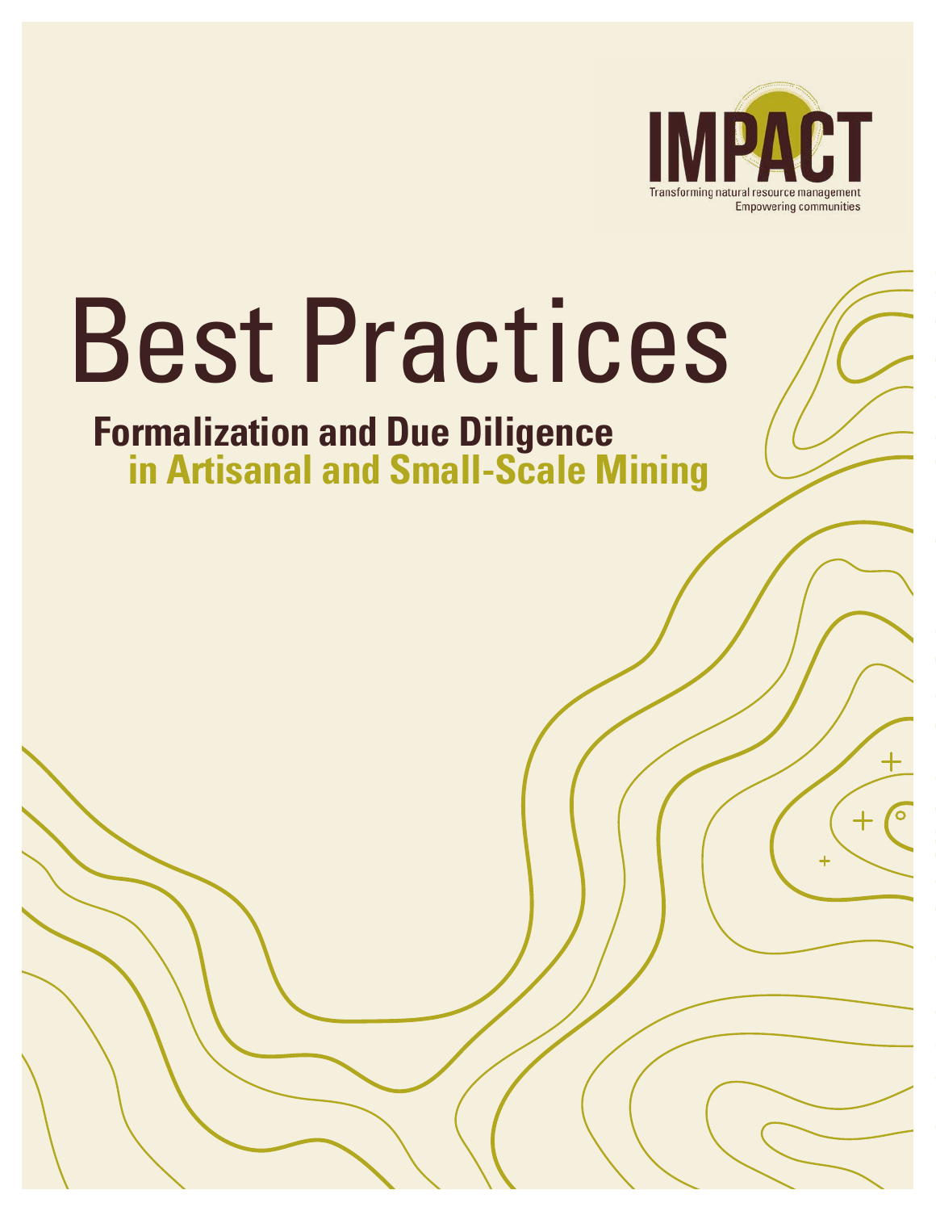IMPACT

Transforming natural resource management
Empowering communities

# Best Practices

## Formalization and Due Diligence in Artisanal and Small-Scale Mining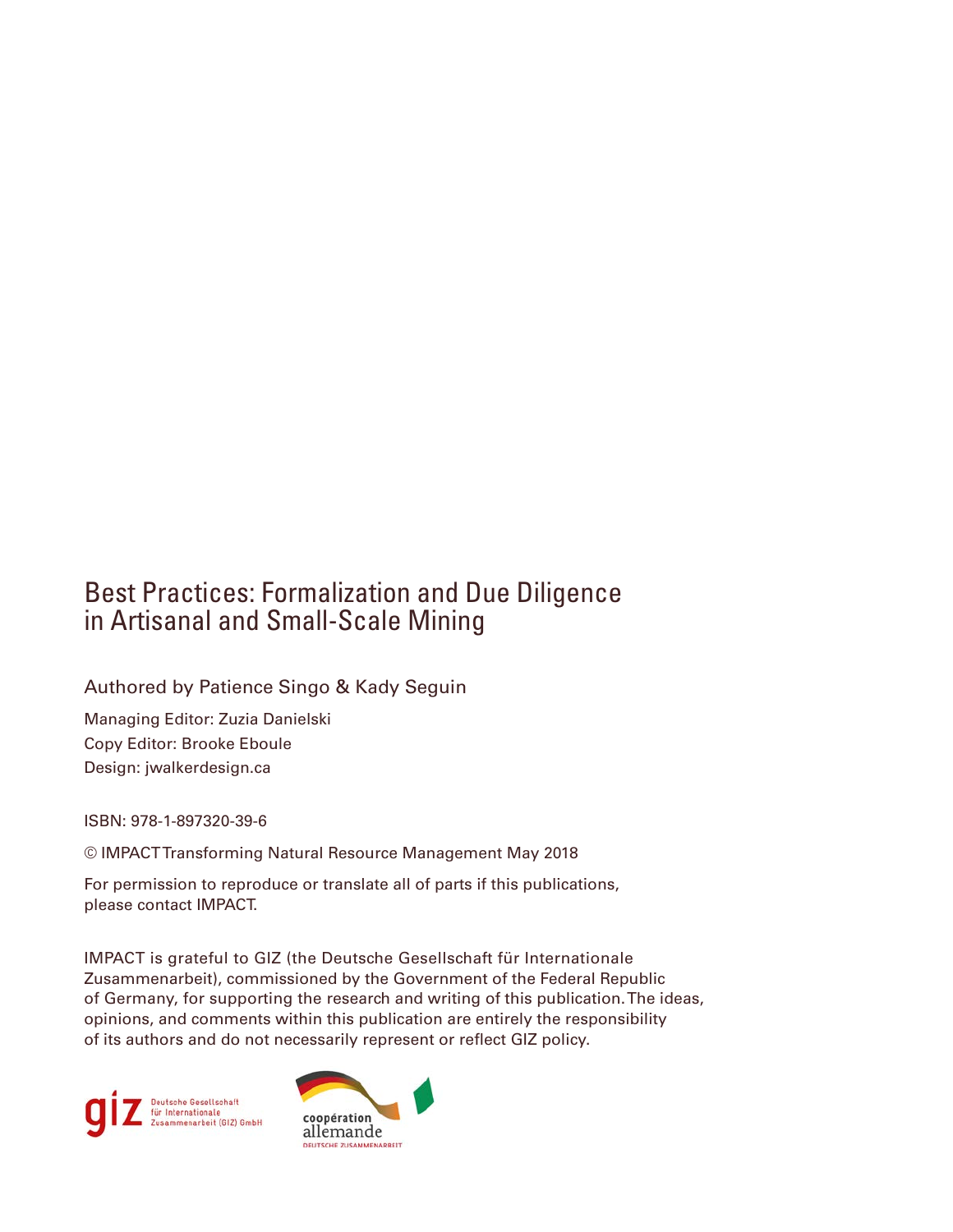# Best Practices: Formalization and Due Diligence in Artisanal and Small-Scale Mining

Authored by Patience Singo & Kady Seguin

Managing Editor: Zuzia Danielski

Copy Editor: Brooke Eboule

Design: jwalkerdesign.ca

ISBN: 978-1-897320-39-6

© IMPACT Transforming Natural Resource Management May 2018

For permission to reproduce or translate all of parts if this publications, please contact IMPACT.

IMPACT is grateful to GIZ (the Deutsche Gesellschaft für Internationale Zusammenarbeit), commissioned by the Government of the Federal Republic of Germany, for supporting the research and writing of this publication. The ideas, opinions, and comments within this publication are entirely the responsibility of its authors and do not necessarily represent or reflect GIZ policy.

giz Deutsche Gesellschaft für Internationale Zusammenarbeit (GIZ) GmbH

coopération allemande DEUTSCHE ZUSAMMENARBEIT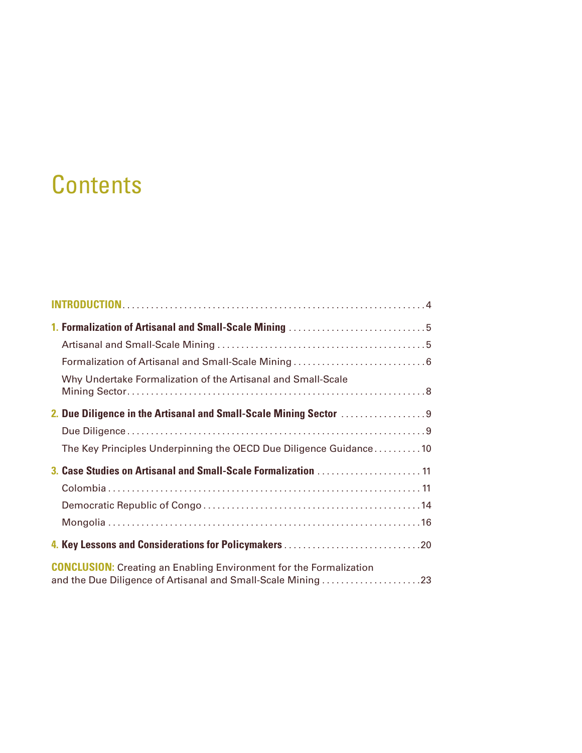# Contents

**INTRODUCTION** .... 4

**1. Formalization of Artisanal and Small-Scale Mining** .... 5

- Artisanal and Small-Scale Mining .... 5
- Formalization of Artisanal and Small-Scale Mining .... 6
- Why Undertake Formalization of the Artisanal and Small-Scale Mining Sector .... 8

**2. Due Diligence in the Artisanal and Small-Scale Mining Sector** .... 9

- Due Diligence .... 9
- The Key Principles Underpinning the OECD Due Diligence Guidance .... 10

**3. Case Studies on Artisanal and Small-Scale Formalization** .... 11

- Colombia .... 11
- Democratic Republic of Congo .... 14
- Mongolia .... 16

**4. Key Lessons and Considerations for Policymakers** .... 20

**CONCLUSION:** Creating an Enabling Environment for the Formalization and the Due Diligence of Artisanal and Small-Scale Mining .... 23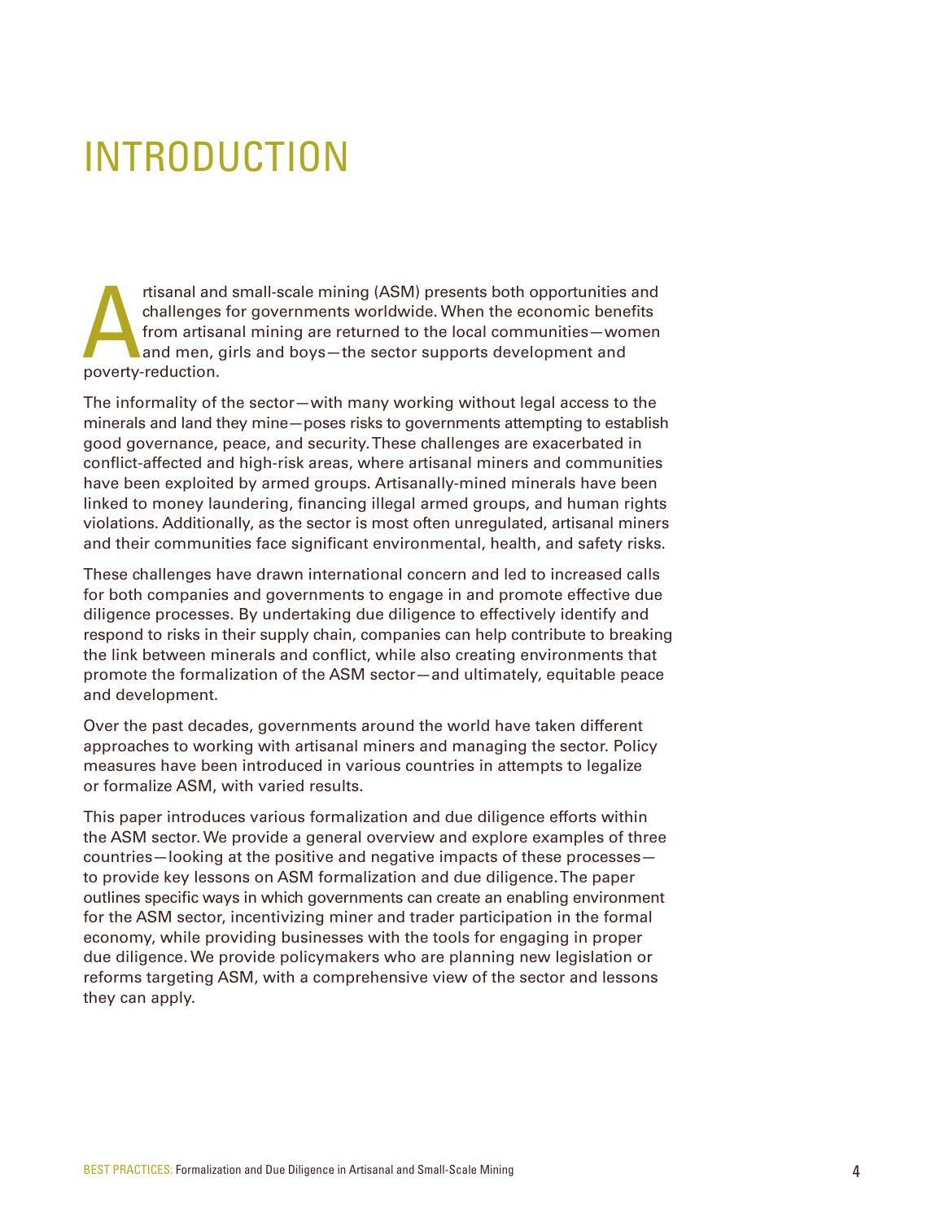# INTRODUCTION

Artisanal and small-scale mining (ASM) presents both opportunities and challenges for governments worldwide. When the economic benefits from artisanal mining are returned to the local communities—women and men, girls and boys—the sector supports development and poverty-reduction.

The informality of the sector—with many working without legal access to the minerals and land they mine—poses risks to governments attempting to establish good governance, peace, and security. These challenges are exacerbated in conflict-affected and high-risk areas, where artisanal miners and communities have been exploited by armed groups. Artisanally-mined minerals have been linked to money laundering, financing illegal armed groups, and human rights violations. Additionally, as the sector is most often unregulated, artisanal miners and their communities face significant environmental, health, and safety risks.

These challenges have drawn international concern and led to increased calls for both companies and governments to engage in and promote effective due diligence processes. By undertaking due diligence to effectively identify and respond to risks in their supply chain, companies can help contribute to breaking the link between minerals and conflict, while also creating environments that promote the formalization of the ASM sector—and ultimately, equitable peace and development.

Over the past decades, governments around the world have taken different approaches to working with artisanal miners and managing the sector. Policy measures have been introduced in various countries in attempts to legalize or formalize ASM, with varied results.

This paper introduces various formalization and due diligence efforts within the ASM sector. We provide a general overview and explore examples of three countries—looking at the positive and negative impacts of these processes—to provide key lessons on ASM formalization and due diligence. The paper outlines specific ways in which governments can create an enabling environment for the ASM sector, incentivizing miner and trader participation in the formal economy, while providing businesses with the tools for engaging in proper due diligence. We provide policymakers who are planning new legislation or reforms targeting ASM, with a comprehensive view of the sector and lessons they can apply.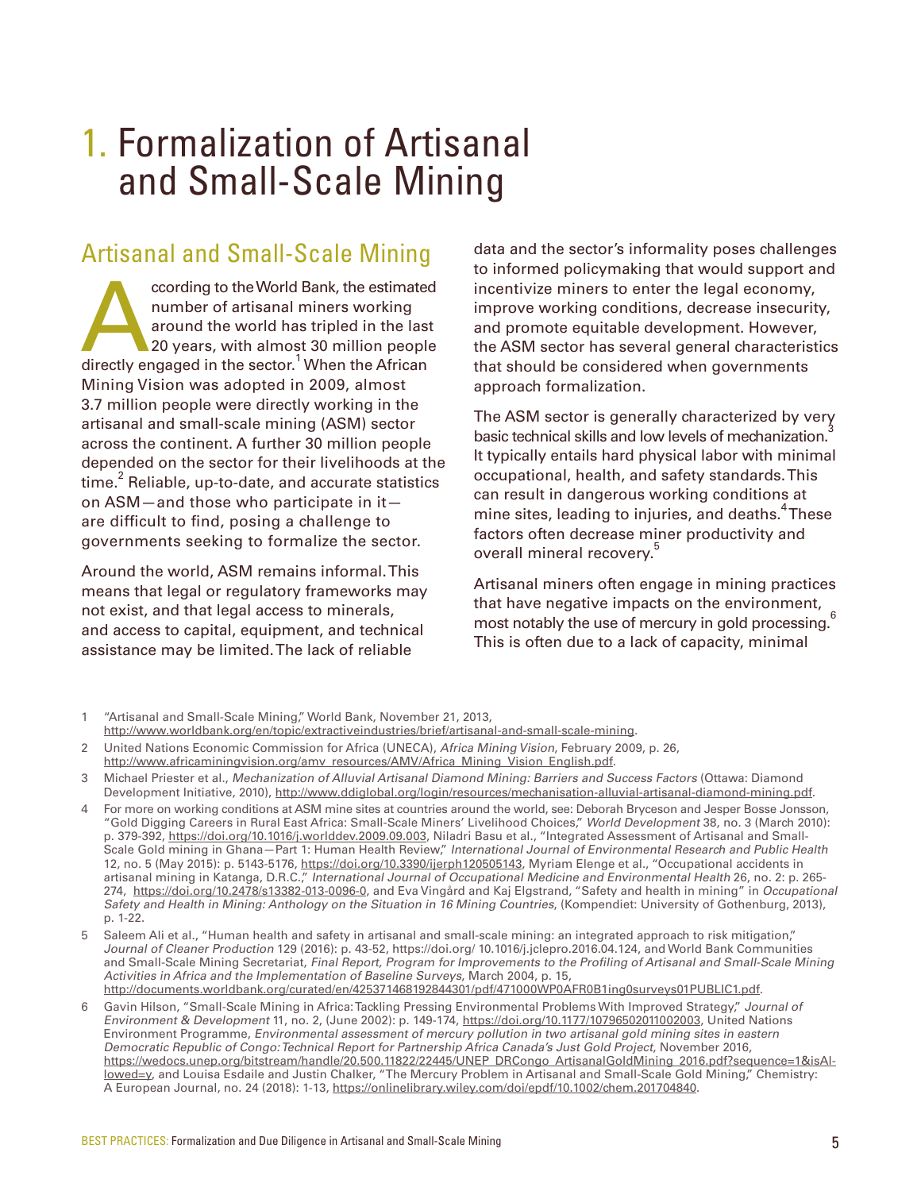# 1. Formalization of Artisanal and Small-Scale Mining

## Artisanal and Small-Scale Mining

According to the World Bank, the estimated number of artisanal miners working around the world has tripled in the last 20 years, with almost 30 million people directly engaged in the sector.[1] When the African Mining Vision was adopted in 2009, almost 3.7 million people were directly working in the artisanal and small-scale mining (ASM) sector across the continent. A further 30 million people depended on the sector for their livelihoods at the time.[2] Reliable, up-to-date, and accurate statistics on ASM—and those who participate in it—are difficult to find, posing a challenge to governments seeking to formalize the sector.

Around the world, ASM remains informal. This means that legal or regulatory frameworks may not exist, and that legal access to minerals, and access to capital, equipment, and technical assistance may be limited. The lack of reliable data and the sector's informality poses challenges to informed policymaking that would support and incentivize miners to enter the legal economy, improve working conditions, decrease insecurity, and promote equitable development. However, the ASM sector has several general characteristics that should be considered when governments approach formalization.

The ASM sector is generally characterized by very basic technical skills and low levels of mechanization.[3] It typically entails hard physical labor with minimal occupational, health, and safety standards. This can result in dangerous working conditions at mine sites, leading to injuries, and deaths.[4] These factors often decrease miner productivity and overall mineral recovery.[5]

Artisanal miners often engage in mining practices that have negative impacts on the environment, most notably the use of mercury in gold processing.[6] This is often due to a lack of capacity, minimal

---

1 "Artisanal and Small-Scale Mining," World Bank, November 21, 2013, http://www.worldbank.org/en/topic/extractiveindustries/brief/artisanal-and-small-scale-mining.

2 United Nations Economic Commission for Africa (UNECA), *Africa Mining Vision*, February 2009, p. 26, http://www.africaminingvision.org/amv_resources/AMV/Africa_Mining_Vision_English.pdf.

3 Michael Priester et al., *Mechanization of Alluvial Artisanal Diamond Mining: Barriers and Success Factors* (Ottawa: Diamond Development Initiative, 2010), http://www.ddiglobal.org/login/resources/mechanisation-alluvial-artisanal-diamond-mining.pdf.

4 For more on working conditions at ASM mine sites at countries around the world, see: Deborah Bryceson and Jesper Bosse Jonsson, "Gold Digging Careers in Rural East Africa: Small-Scale Miners' Livelihood Choices," *World Development* 38, no. 3 (March 2010): p. 379-392, https://doi.org/10.1016/j.worlddev.2009.09.003, Niladri Basu et al., "Integrated Assessment of Artisanal and Small-Scale Gold mining in Ghana—Part 1: Human Health Review," *International Journal of Environmental Research and Public Health* 12, no. 5 (May 2015): p. 5143-5176, https://doi.org/10.3390/ijerph120505143, Myriam Elenge et al., "Occupational accidents in artisanal mining in Katanga, D.R.C.," *International Journal of Occupational Medicine and Environmental Health* 26, no. 2: p. 265-274, https://doi.org/10.2478/s13382-013-0096-0, and Eva Vingård and Kaj Elgstrand, "Safety and health in mining" in *Occupational Safety and Health in Mining: Anthology on the Situation in 16 Mining Countries*, (Kompendiet: University of Gothenburg, 2013), p. 1-22.

5 Saleem Ali et al., "Human health and safety in artisanal and small-scale mining: an integrated approach to risk mitigation," *Journal of Cleaner Production* 129 (2016): p. 43-52, https://doi.org/ 10.1016/j.jclepro.2016.04.124, and World Bank Communities and Small-Scale Mining Secretariat, *Final Report, Program for Improvements to the Profiling of Artisanal and Small-Scale Mining Activities in Africa and the Implementation of Baseline Surveys*, March 2004, p. 15, http://documents.worldbank.org/curated/en/425371468192844301/pdf/471000WP0AFR0B1ing0surveys01PUBLIC1.pdf.

6 Gavin Hilson, "Small-Scale Mining in Africa: Tackling Pressing Environmental Problems With Improved Strategy," *Journal of Environment & Development* 11, no. 2, (June 2002): p. 149-174, https://doi.org/10.1177/10796502011002003, United Nations Environment Programme, *Environmental assessment of mercury pollution in two artisanal gold mining sites in eastern Democratic Republic of Congo: Technical Report for Partnership Africa Canada's Just Gold Project*, November 2016, https://wedocs.unep.org/bitstream/handle/20.500.11822/22445/UNEP_DRCongo_ArtisanalGoldMining_2016.pdf?sequence=1&isAllowed=y, and Louisa Esdaile and Justin Chalker, "The Mercury Problem in Artisanal and Small-Scale Gold Mining," Chemistry: A European Journal, no. 24 (2018): 1-13, https://onlinelibrary.wiley.com/doi/epdf/10.1002/chem.201704840.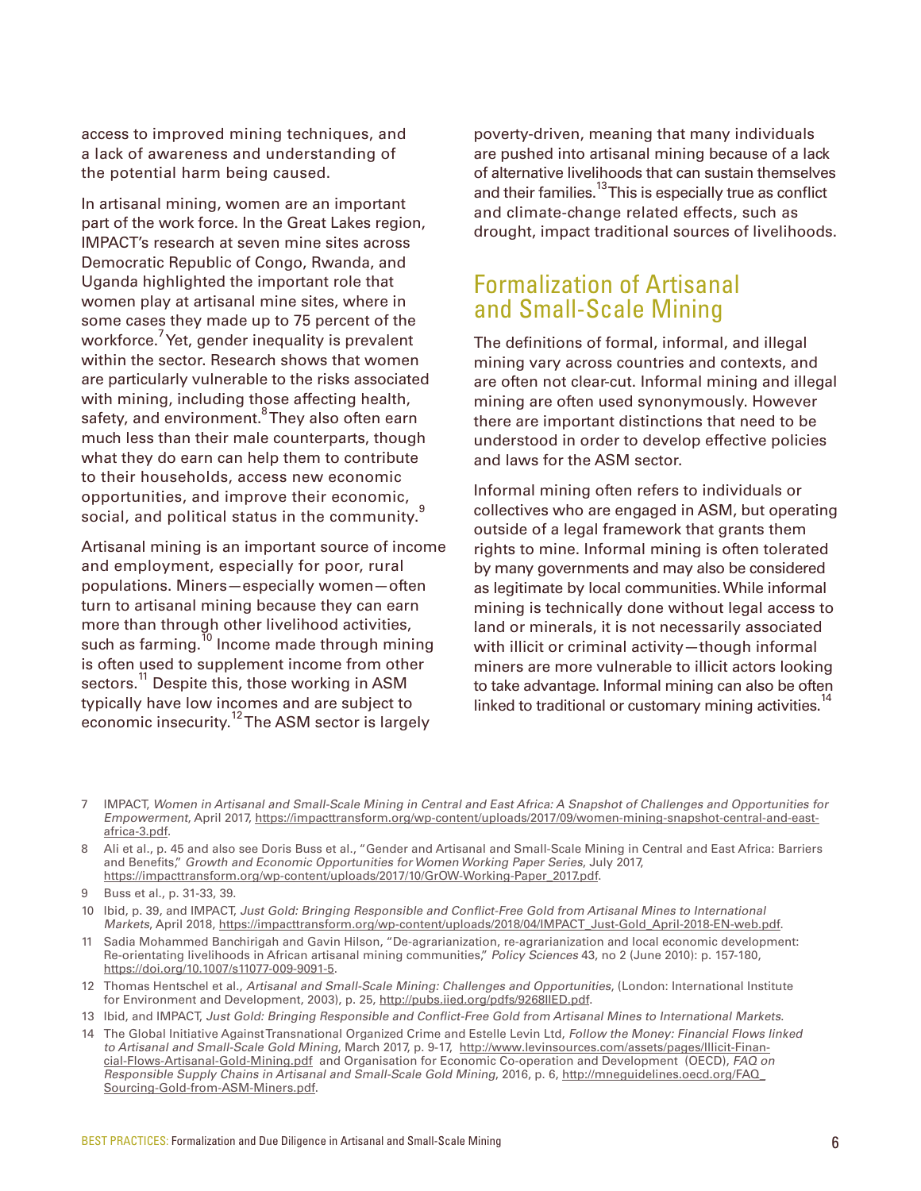access to improved mining techniques, and a lack of awareness and understanding of the potential harm being caused.

In artisanal mining, women are an important part of the work force. In the Great Lakes region, IMPACT's research at seven mine sites across Democratic Republic of Congo, Rwanda, and Uganda highlighted the important role that women play at artisanal mine sites, where in some cases they made up to 75 percent of the workforce.[7] Yet, gender inequality is prevalent within the sector. Research shows that women are particularly vulnerable to the risks associated with mining, including those affecting health, safety, and environment.[8] They also often earn much less than their male counterparts, though what they do earn can help them to contribute to their households, access new economic opportunities, and improve their economic, social, and political status in the community.[9]

Artisanal mining is an important source of income and employment, especially for poor, rural populations. Miners—especially women—often turn to artisanal mining because they can earn more than through other livelihood activities, such as farming.[10] Income made through mining is often used to supplement income from other sectors.[11] Despite this, those working in ASM typically have low incomes and are subject to economic insecurity.[12] The ASM sector is largely poverty-driven, meaning that many individuals are pushed into artisanal mining because of a lack of alternative livelihoods that can sustain themselves and their families.[13] This is especially true as conflict and climate-change related effects, such as drought, impact traditional sources of livelihoods.

## Formalization of Artisanal and Small-Scale Mining

The definitions of formal, informal, and illegal mining vary across countries and contexts, and are often not clear-cut. Informal mining and illegal mining are often used synonymously. However there are important distinctions that need to be understood in order to develop effective policies and laws for the ASM sector.

Informal mining often refers to individuals or collectives who are engaged in ASM, but operating outside of a legal framework that grants them rights to mine. Informal mining is often tolerated by many governments and may also be considered as legitimate by local communities. While informal mining is technically done without legal access to land or minerals, it is not necessarily associated with illicit or criminal activity—though informal miners are more vulnerable to illicit actors looking to take advantage. Informal mining can also be often linked to traditional or customary mining activities.[14]

---

7 IMPACT, *Women in Artisanal and Small-Scale Mining in Central and East Africa: A Snapshot of Challenges and Opportunities for Empowerment*, April 2017, https://impacttransform.org/wp-content/uploads/2017/09/women-mining-snapshot-central-and-east-africa-3.pdf.

8 Ali et al., p. 45 and also see Doris Buss et al., "Gender and Artisanal and Small-Scale Mining in Central and East Africa: Barriers and Benefits," *Growth and Economic Opportunities for Women Working Paper Series*, July 2017, https://impacttransform.org/wp-content/uploads/2017/10/GrOW-Working-Paper_2017.pdf.

9 Buss et al., p. 31-33, 39.

10 Ibid, p. 39, and IMPACT, *Just Gold: Bringing Responsible and Conflict-Free Gold from Artisanal Mines to International Markets*, April 2018, https://impacttransform.org/wp-content/uploads/2018/04/IMPACT_Just-Gold_April-2018-EN-web.pdf.

11 Sadia Mohammed Banchirigah and Gavin Hilson, "De-agrarianization, re-agrarianization and local economic development: Re-orientating livelihoods in African artisanal mining communities," *Policy Sciences* 43, no 2 (June 2010): p. 157-180, https://doi.org/10.1007/s11077-009-9091-5.

12 Thomas Hentschel et al., *Artisanal and Small-Scale Mining: Challenges and Opportunities*, (London: International Institute for Environment and Development, 2003), p. 25, http://pubs.iied.org/pdfs/9268IIED.pdf.

13 Ibid, and IMPACT, *Just Gold: Bringing Responsible and Conflict-Free Gold from Artisanal Mines to International Markets*.

14 The Global Initiative Against Transnational Organized Crime and Estelle Levin Ltd, *Follow the Money: Financial Flows linked to Artisanal and Small-Scale Gold Mining*, March 2017, p. 9-17, http://www.levinsources.com/assets/pages/Illicit-Financial-Flows-Artisanal-Gold-Mining.pdf and Organisation for Economic Co-operation and Development (OECD), *FAQ on Responsible Supply Chains in Artisanal and Small-Scale Gold Mining*, 2016, p. 6, http://mneguidelines.oecd.org/FAQ_Sourcing-Gold-from-ASM-Miners.pdf.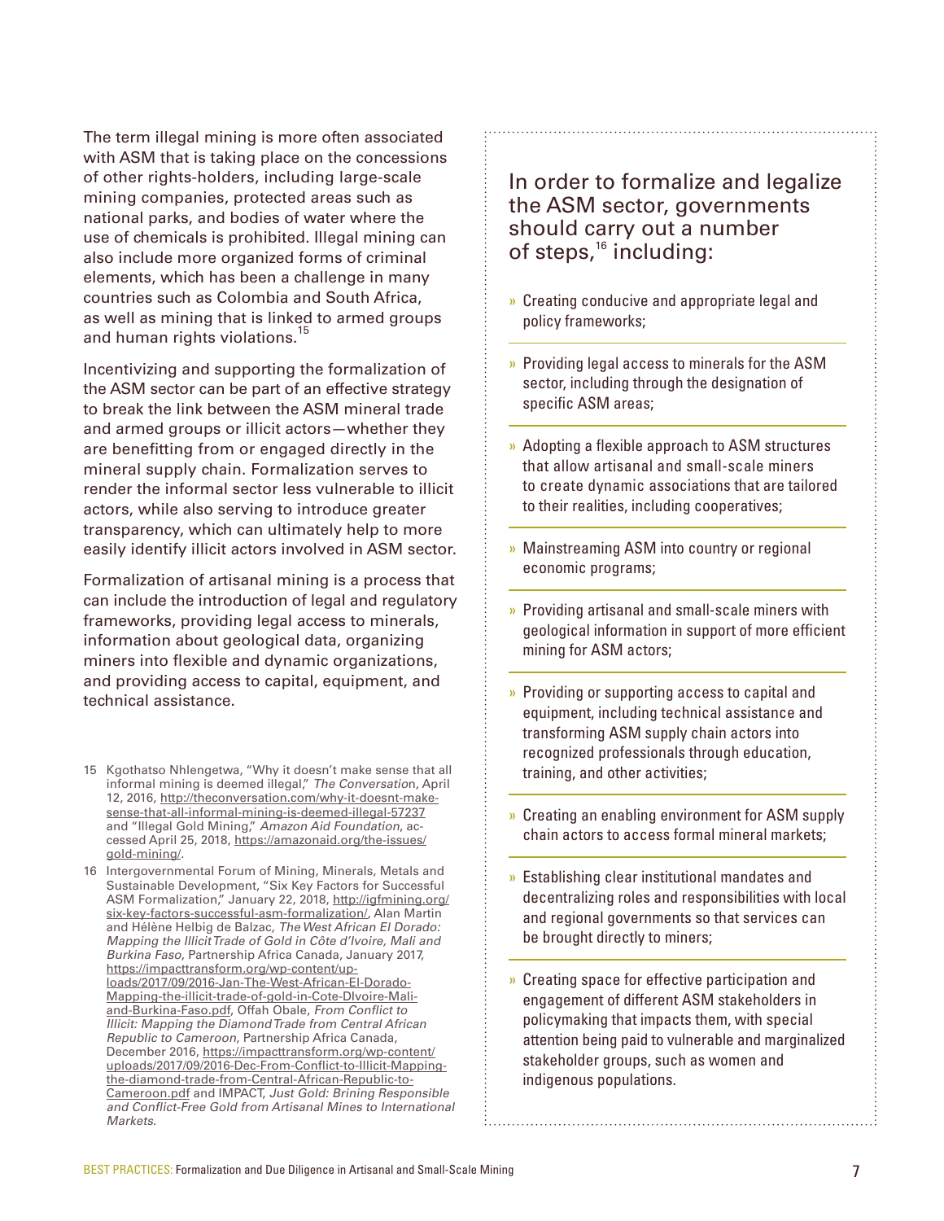The term illegal mining is more often associated with ASM that is taking place on the concessions of other rights-holders, including large-scale mining companies, protected areas such as national parks, and bodies of water where the use of chemicals is prohibited. Illegal mining can also include more organized forms of criminal elements, which has been a challenge in many countries such as Colombia and South Africa, as well as mining that is linked to armed groups and human rights violations.[15]

Incentivizing and supporting the formalization of the ASM sector can be part of an effective strategy to break the link between the ASM mineral trade and armed groups or illicit actors—whether they are benefitting from or engaged directly in the mineral supply chain. Formalization serves to render the informal sector less vulnerable to illicit actors, while also serving to introduce greater transparency, which can ultimately help to more easily identify illicit actors involved in ASM sector.

Formalization of artisanal mining is a process that can include the introduction of legal and regulatory frameworks, providing legal access to minerals, information about geological data, organizing miners into flexible and dynamic organizations, and providing access to capital, equipment, and technical assistance.

## In order to formalize and legalize the ASM sector, governments should carry out a number of steps,[16] including:

- Creating conducive and appropriate legal and policy frameworks;
- Providing legal access to minerals for the ASM sector, including through the designation of specific ASM areas;
- Adopting a flexible approach to ASM structures that allow artisanal and small-scale miners to create dynamic associations that are tailored to their realities, including cooperatives;
- Mainstreaming ASM into country or regional economic programs;
- Providing artisanal and small-scale miners with geological information in support of more efficient mining for ASM actors;
- Providing or supporting access to capital and equipment, including technical assistance and transforming ASM supply chain actors into recognized professionals through education, training, and other activities;
- Creating an enabling environment for ASM supply chain actors to access formal mineral markets;
- Establishing clear institutional mandates and decentralizing roles and responsibilities with local and regional governments so that services can be brought directly to miners;
- Creating space for effective participation and engagement of different ASM stakeholders in policymaking that impacts them, with special attention being paid to vulnerable and marginalized stakeholder groups, such as women and indigenous populations.

---

15 Kgothatso Nhlengetwa, "Why it doesn't make sense that all informal mining is deemed illegal," *The Conversation*, April 12, 2016, http://theconversation.com/why-it-doesnt-make-sense-that-all-informal-mining-is-deemed-illegal-57237 and "Illegal Gold Mining," *Amazon Aid Foundation*, accessed April 25, 2018, https://amazonaid.org/the-issues/gold-mining/.

16 Intergovernmental Forum of Mining, Minerals, Metals and Sustainable Development, "Six Key Factors for Successful ASM Formalization," January 22, 2018, http://igfmining.org/six-key-factors-successful-asm-formalization/, Alan Martin and Hélène Helbig de Balzac, *The West African El Dorado: Mapping the Illicit Trade of Gold in Côte d'Ivoire, Mali and Burkina Faso*, Partnership Africa Canada, January 2017, https://impacttransform.org/wp-content/uploads/2017/09/2016-Jan-The-West-African-El-Dorado-Mapping-the-illicit-trade-of-gold-in-Cote-DIvoire-Mali-and-Burkina-Faso.pdf, Offah Obale, *From Conflict to Illicit: Mapping the Diamond Trade from Central African Republic to Cameroon*, Partnership Africa Canada, December 2016, https://impacttransform.org/wp-content/uploads/2017/09/2016-Dec-From-Conflict-to-Illicit-Mapping-the-diamond-trade-from-Central-African-Republic-to-Cameroon.pdf and IMPACT, *Just Gold: Brining Responsible and Conflict-Free Gold from Artisanal Mines to International Markets*.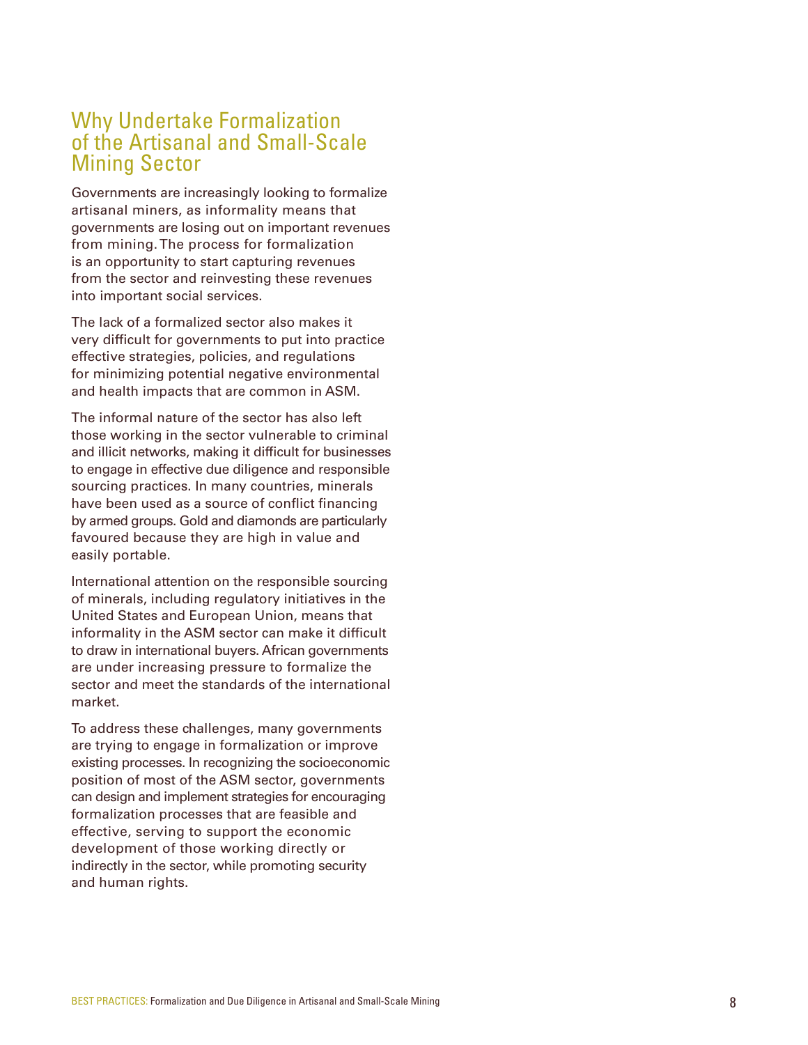## Why Undertake Formalization of the Artisanal and Small-Scale Mining Sector

Governments are increasingly looking to formalize artisanal miners, as informality means that governments are losing out on important revenues from mining. The process for formalization is an opportunity to start capturing revenues from the sector and reinvesting these revenues into important social services.

The lack of a formalized sector also makes it very difficult for governments to put into practice effective strategies, policies, and regulations for minimizing potential negative environmental and health impacts that are common in ASM.

The informal nature of the sector has also left those working in the sector vulnerable to criminal and illicit networks, making it difficult for businesses to engage in effective due diligence and responsible sourcing practices. In many countries, minerals have been used as a source of conflict financing by armed groups. Gold and diamonds are particularly favoured because they are high in value and easily portable.

International attention on the responsible sourcing of minerals, including regulatory initiatives in the United States and European Union, means that informality in the ASM sector can make it difficult to draw in international buyers. African governments are under increasing pressure to formalize the sector and meet the standards of the international market.

To address these challenges, many governments are trying to engage in formalization or improve existing processes. In recognizing the socioeconomic position of most of the ASM sector, governments can design and implement strategies for encouraging formalization processes that are feasible and effective, serving to support the economic development of those working directly or indirectly in the sector, while promoting security and human rights.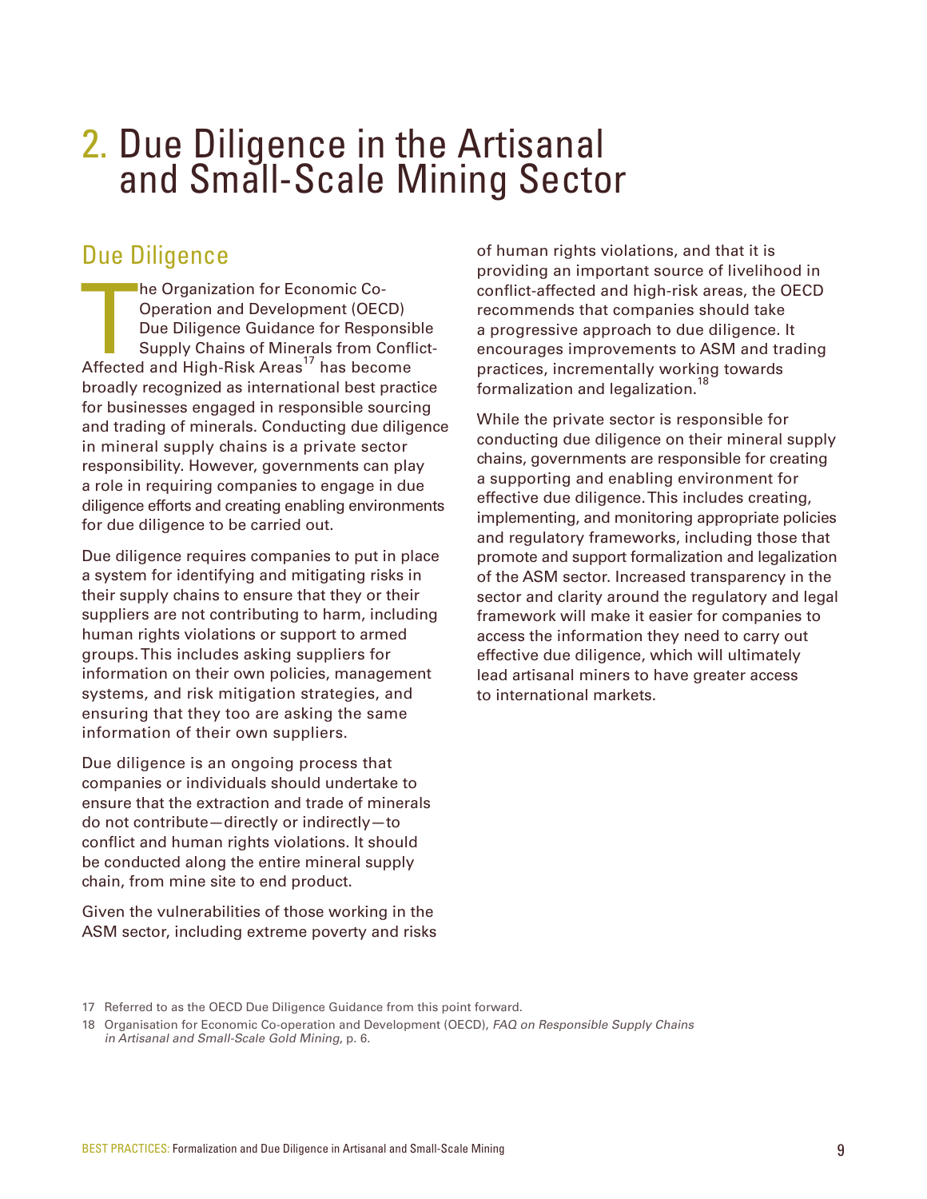# 2. Due Diligence in the Artisanal and Small-Scale Mining Sector

## Due Diligence

The Organization for Economic Co-Operation and Development (OECD) Due Diligence Guidance for Responsible Supply Chains of Minerals from Conflict-Affected and High-Risk Areas[17] has become broadly recognized as international best practice for businesses engaged in responsible sourcing and trading of minerals. Conducting due diligence in mineral supply chains is a private sector responsibility. However, governments can play a role in requiring companies to engage in due diligence efforts and creating enabling environments for due diligence to be carried out.

Due diligence requires companies to put in place a system for identifying and mitigating risks in their supply chains to ensure that they or their suppliers are not contributing to harm, including human rights violations or support to armed groups. This includes asking suppliers for information on their own policies, management systems, and risk mitigation strategies, and ensuring that they too are asking the same information of their own suppliers.

Due diligence is an ongoing process that companies or individuals should undertake to ensure that the extraction and trade of minerals do not contribute—directly or indirectly—to conflict and human rights violations. It should be conducted along the entire mineral supply chain, from mine site to end product.

Given the vulnerabilities of those working in the ASM sector, including extreme poverty and risks of human rights violations, and that it is providing an important source of livelihood in conflict-affected and high-risk areas, the OECD recommends that companies should take a progressive approach to due diligence. It encourages improvements to ASM and trading practices, incrementally working towards formalization and legalization.[18]

While the private sector is responsible for conducting due diligence on their mineral supply chains, governments are responsible for creating a supporting and enabling environment for effective due diligence. This includes creating, implementing, and monitoring appropriate policies and regulatory frameworks, including those that promote and support formalization and legalization of the ASM sector. Increased transparency in the sector and clarity around the regulatory and legal framework will make it easier for companies to access the information they need to carry out effective due diligence, which will ultimately lead artisanal miners to have greater access to international markets.

17 Referred to as the OECD Due Diligence Guidance from this point forward.

18 Organisation for Economic Co-operation and Development (OECD), *FAQ on Responsible Supply Chains in Artisanal and Small-Scale Gold Mining*, p. 6.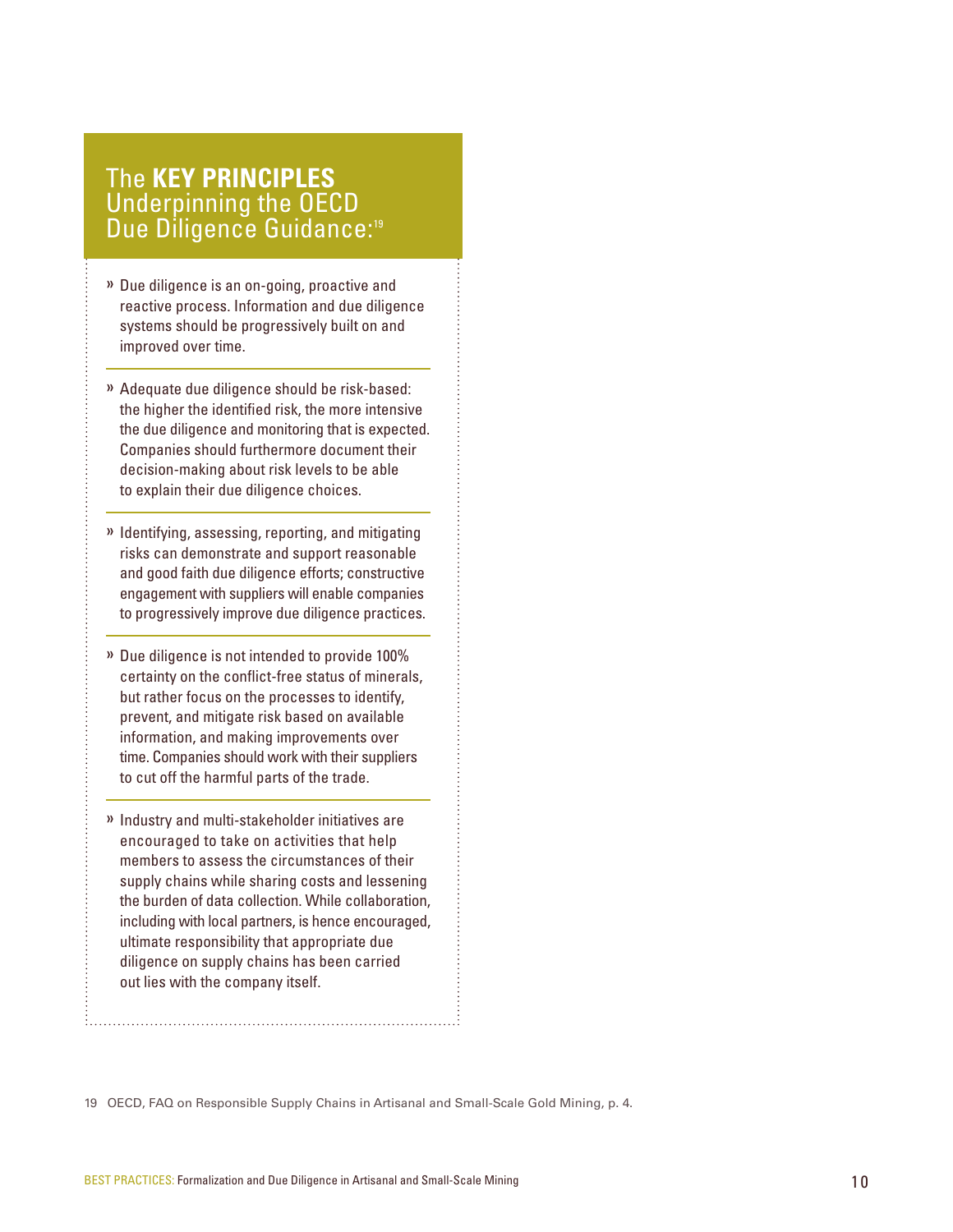## The **KEY PRINCIPLES** Underpinning the OECD Due Diligence Guidance:[19]

- Due diligence is an on-going, proactive and reactive process. Information and due diligence systems should be progressively built on and improved over time.
- Adequate due diligence should be risk-based: the higher the identified risk, the more intensive the due diligence and monitoring that is expected. Companies should furthermore document their decision-making about risk levels to be able to explain their due diligence choices.
- Identifying, assessing, reporting, and mitigating risks can demonstrate and support reasonable and good faith due diligence efforts; constructive engagement with suppliers will enable companies to progressively improve due diligence practices.
- Due diligence is not intended to provide 100% certainty on the conflict-free status of minerals, but rather focus on the processes to identify, prevent, and mitigate risk based on available information, and making improvements over time. Companies should work with their suppliers to cut off the harmful parts of the trade.
- Industry and multi-stakeholder initiatives are encouraged to take on activities that help members to assess the circumstances of their supply chains while sharing costs and lessening the burden of data collection. While collaboration, including with local partners, is hence encouraged, ultimate responsibility that appropriate due diligence on supply chains has been carried out lies with the company itself.

19 OECD, FAQ on Responsible Supply Chains in Artisanal and Small-Scale Gold Mining, p. 4.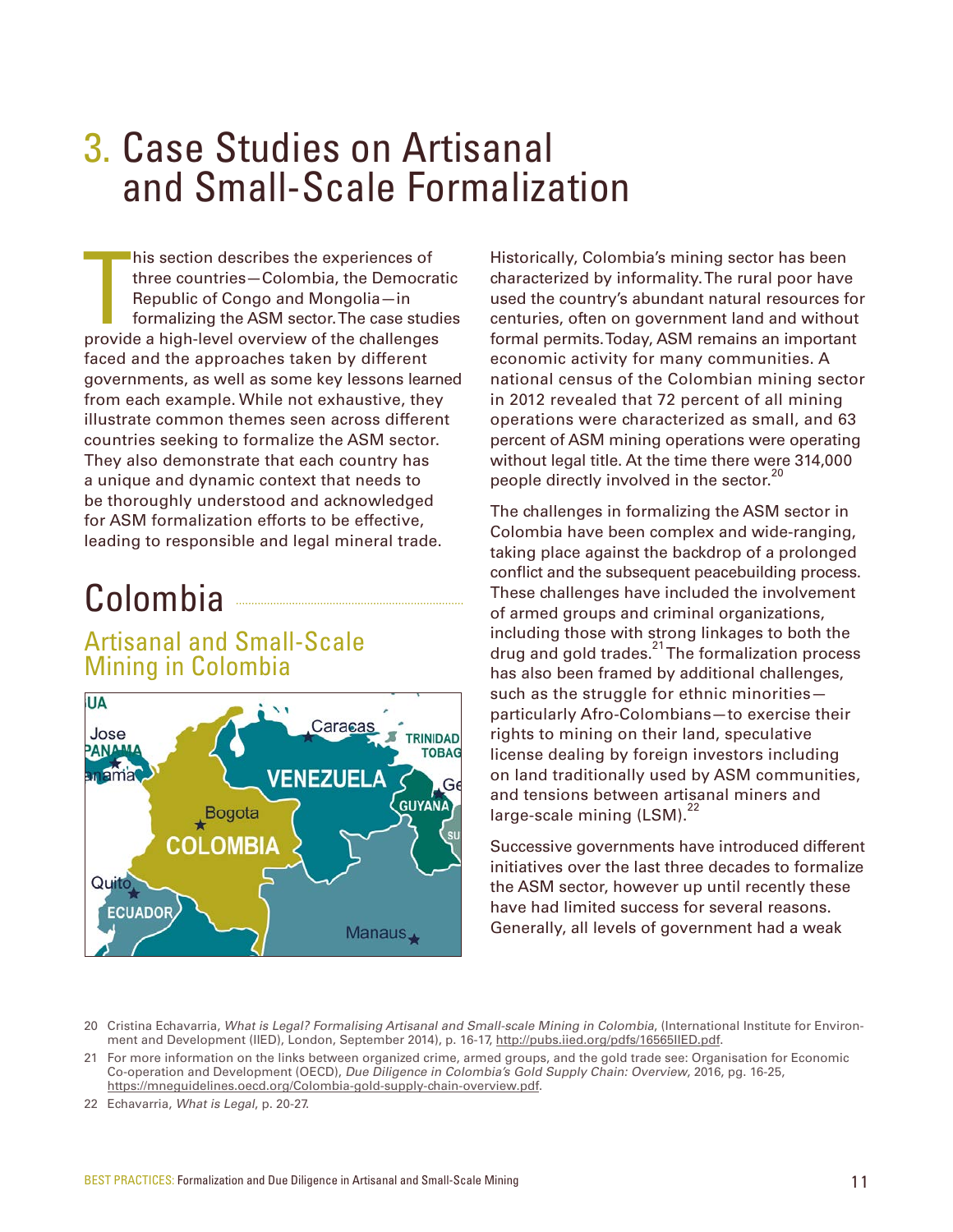# 3. Case Studies on Artisanal and Small-Scale Formalization

This section describes the experiences of three countries—Colombia, the Democratic Republic of Congo and Mongolia—in formalizing the ASM sector. The case studies provide a high-level overview of the challenges faced and the approaches taken by different governments, as well as some key lessons learned from each example. While not exhaustive, they illustrate common themes seen across different countries seeking to formalize the ASM sector. They also demonstrate that each country has a unique and dynamic context that needs to be thoroughly understood and acknowledged for ASM formalization efforts to be effective, leading to responsible and legal mineral trade.

## Colombia

### Artisanal and Small-Scale Mining in Colombia

Historically, Colombia's mining sector has been characterized by informality. The rural poor have used the country's abundant natural resources for centuries, often on government land and without formal permits. Today, ASM remains an important economic activity for many communities. A national census of the Colombian mining sector in 2012 revealed that 72 percent of all mining operations were characterized as small, and 63 percent of ASM mining operations were operating without legal title. At the time there were 314,000 people directly involved in the sector.[20]

The challenges in formalizing the ASM sector in Colombia have been complex and wide-ranging, taking place against the backdrop of a prolonged conflict and the subsequent peacebuilding process. These challenges have included the involvement of armed groups and criminal organizations, including those with strong linkages to both the drug and gold trades.[21] The formalization process has also been framed by additional challenges, such as the struggle for ethnic minorities—particularly Afro-Colombians—to exercise their rights to mining on their land, speculative license dealing by foreign investors including on land traditionally used by ASM communities, and tensions between artisanal miners and large-scale mining (LSM).[22]

Successive governments have introduced different initiatives over the last three decades to formalize the ASM sector, however up until recently these have had limited success for several reasons. Generally, all levels of government had a weak

---

20 Cristina Echavarria, *What is Legal? Formalising Artisanal and Small-scale Mining in Colombia*, (International Institute for Environment and Development (IIED), London, September 2014), p. 16-17, http://pubs.iied.org/pdfs/16565IIED.pdf.

21 For more information on the links between organized crime, armed groups, and the gold trade see: Organisation for Economic Co-operation and Development (OECD), *Due Diligence in Colombia's Gold Supply Chain: Overview*, 2016, pg. 16-25, https://mneguidelines.oecd.org/Colombia-gold-supply-chain-overview.pdf.

22 Echavarria, *What is Legal*, p. 20-27.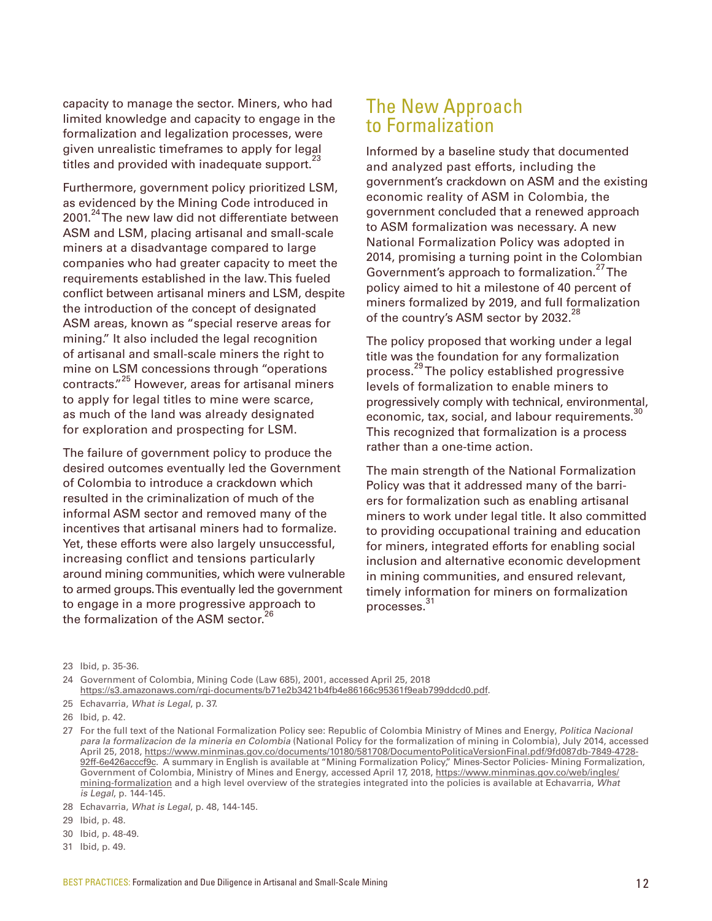capacity to manage the sector. Miners, who had limited knowledge and capacity to engage in the formalization and legalization processes, were given unrealistic timeframes to apply for legal titles and provided with inadequate support.[23]

Furthermore, government policy prioritized LSM, as evidenced by the Mining Code introduced in 2001.[24] The new law did not differentiate between ASM and LSM, placing artisanal and small-scale miners at a disadvantage compared to large companies who had greater capacity to meet the requirements established in the law. This fueled conflict between artisanal miners and LSM, despite the introduction of the concept of designated ASM areas, known as "special reserve areas for mining." It also included the legal recognition of artisanal and small-scale miners the right to mine on LSM concessions through "operations contracts."[25] However, areas for artisanal miners to apply for legal titles to mine were scarce, as much of the land was already designated for exploration and prospecting for LSM.

The failure of government policy to produce the desired outcomes eventually led the Government of Colombia to introduce a crackdown which resulted in the criminalization of much of the informal ASM sector and removed many of the incentives that artisanal miners had to formalize. Yet, these efforts were also largely unsuccessful, increasing conflict and tensions particularly around mining communities, which were vulnerable to armed groups. This eventually led the government to engage in a more progressive approach to the formalization of the ASM sector.[26]

## The New Approach to Formalization

Informed by a baseline study that documented and analyzed past efforts, including the government's crackdown on ASM and the existing economic reality of ASM in Colombia, the government concluded that a renewed approach to ASM formalization was necessary. A new National Formalization Policy was adopted in 2014, promising a turning point in the Colombian Government's approach to formalization.[27] The policy aimed to hit a milestone of 40 percent of miners formalized by 2019, and full formalization of the country's ASM sector by 2032.[28]

The policy proposed that working under a legal title was the foundation for any formalization process.[29] The policy established progressive levels of formalization to enable miners to progressively comply with technical, environmental, economic, tax, social, and labour requirements.[30] This recognized that formalization is a process rather than a one-time action.

The main strength of the National Formalization Policy was that it addressed many of the barriers for formalization such as enabling artisanal miners to work under legal title. It also committed to providing occupational training and education for miners, integrated efforts for enabling social inclusion and alternative economic development in mining communities, and ensured relevant, timely information for miners on formalization processes.[31]

---

23 Ibid, p. 35-36.

24 Government of Colombia, Mining Code (Law 685), 2001, accessed April 25, 2018 https://s3.amazonaws.com/rgi-documents/b71e2b3421b4fb4e86166c95361f9eab799ddcd0.pdf.

25 Echavarria, *What is Legal*, p. 37.

26 Ibid, p. 42.

27 For the full text of the National Formalization Policy see: Republic of Colombia Ministry of Mines and Energy, *Politica Nacional para la formalizacion de la mineria en Colombia* (National Policy for the formalization of mining in Colombia), July 2014, accessed April 25, 2018, https://www.minminas.gov.co/documents/10180/581708/DocumentoPoliticaVersionFinal.pdf/9fd087db-7849-4728-92ff-6e426acccf9c. A summary in English is available at "Mining Formalization Policy," Mines-Sector Policies- Mining Formalization, Government of Colombia, Ministry of Mines and Energy, accessed April 17, 2018, https://www.minminas.gov.co/web/ingles/mining-formalization and a high level overview of the strategies integrated into the policies is available at Echavarria, *What is Legal*, p. 144-145.

28 Echavarria, *What is Legal*, p. 48, 144-145.

29 Ibid, p. 48.

30 Ibid, p. 48-49.

31 Ibid, p. 49.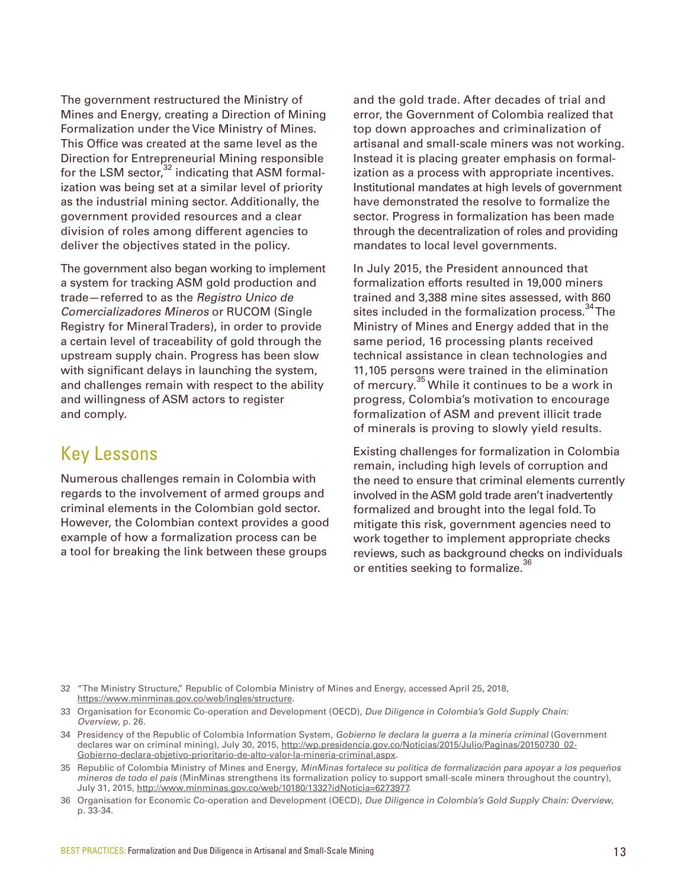The government restructured the Ministry of Mines and Energy, creating a Direction of Mining Formalization under the Vice Ministry of Mines. This Office was created at the same level as the Direction for Entrepreneurial Mining responsible for the LSM sector,[32] indicating that ASM formalization was being set at a similar level of priority as the industrial mining sector. Additionally, the government provided resources and a clear division of roles among different agencies to deliver the objectives stated in the policy.

The government also began working to implement a system for tracking ASM gold production and trade—referred to as the *Registro Unico de Comercializadores Mineros* or RUCOM (Single Registry for Mineral Traders), in order to provide a certain level of traceability of gold through the upstream supply chain. Progress has been slow with significant delays in launching the system, and challenges remain with respect to the ability and willingness of ASM actors to register and comply.

## Key Lessons

Numerous challenges remain in Colombia with regards to the involvement of armed groups and criminal elements in the Colombian gold sector. However, the Colombian context provides a good example of how a formalization process can be a tool for breaking the link between these groups and the gold trade. After decades of trial and error, the Government of Colombia realized that top down approaches and criminalization of artisanal and small-scale miners was not working. Instead it is placing greater emphasis on formalization as a process with appropriate incentives. Institutional mandates at high levels of government have demonstrated the resolve to formalize the sector. Progress in formalization has been made through the decentralization of roles and providing mandates to local level governments.

In July 2015, the President announced that formalization efforts resulted in 19,000 miners trained and 3,388 mine sites assessed, with 860 sites included in the formalization process.[34] The Ministry of Mines and Energy added that in the same period, 16 processing plants received technical assistance in clean technologies and 11,105 persons were trained in the elimination of mercury.[35] While it continues to be a work in progress, Colombia's motivation to encourage formalization of ASM and prevent illicit trade of minerals is proving to slowly yield results.

Existing challenges for formalization in Colombia remain, including high levels of corruption and the need to ensure that criminal elements currently involved in the ASM gold trade aren't inadvertently formalized and brought into the legal fold. To mitigate this risk, government agencies need to work together to implement appropriate checks reviews, such as background checks on individuals or entities seeking to formalize.[36]

---

32 "The Ministry Structure," Republic of Colombia Ministry of Mines and Energy, accessed April 25, 2018, https://www.minminas.gov.co/web/ingles/structure.

33 Organisation for Economic Co-operation and Development (OECD), *Due Diligence in Colombia's Gold Supply Chain: Overview*, p. 26.

34 Presidency of the Republic of Colombia Information System, *Gobierno le declara la guerra a la minería criminal* (Government declares war on criminal mining), July 30, 2015, http://wp.presidencia.gov.co/Noticias/2015/Julio/Paginas/20150730_02-Gobierno-declara-objetivo-prioritario-de-alto-valor-la-mineria-criminal.aspx.

35 Republic of Colombia Ministry of Mines and Energy, *MinMinas fortalece su política de formalización para apoyar a los pequeños mineros de todo el país* (MinMinas strengthens its formalization policy to support small-scale miners throughout the country), July 31, 2015, http://www.minminas.gov.co/web/10180/1332?idNoticia=6273977.

36 Organisation for Economic Co-operation and Development (OECD), *Due Diligence in Colombia's Gold Supply Chain: Overview*, p. 33-34.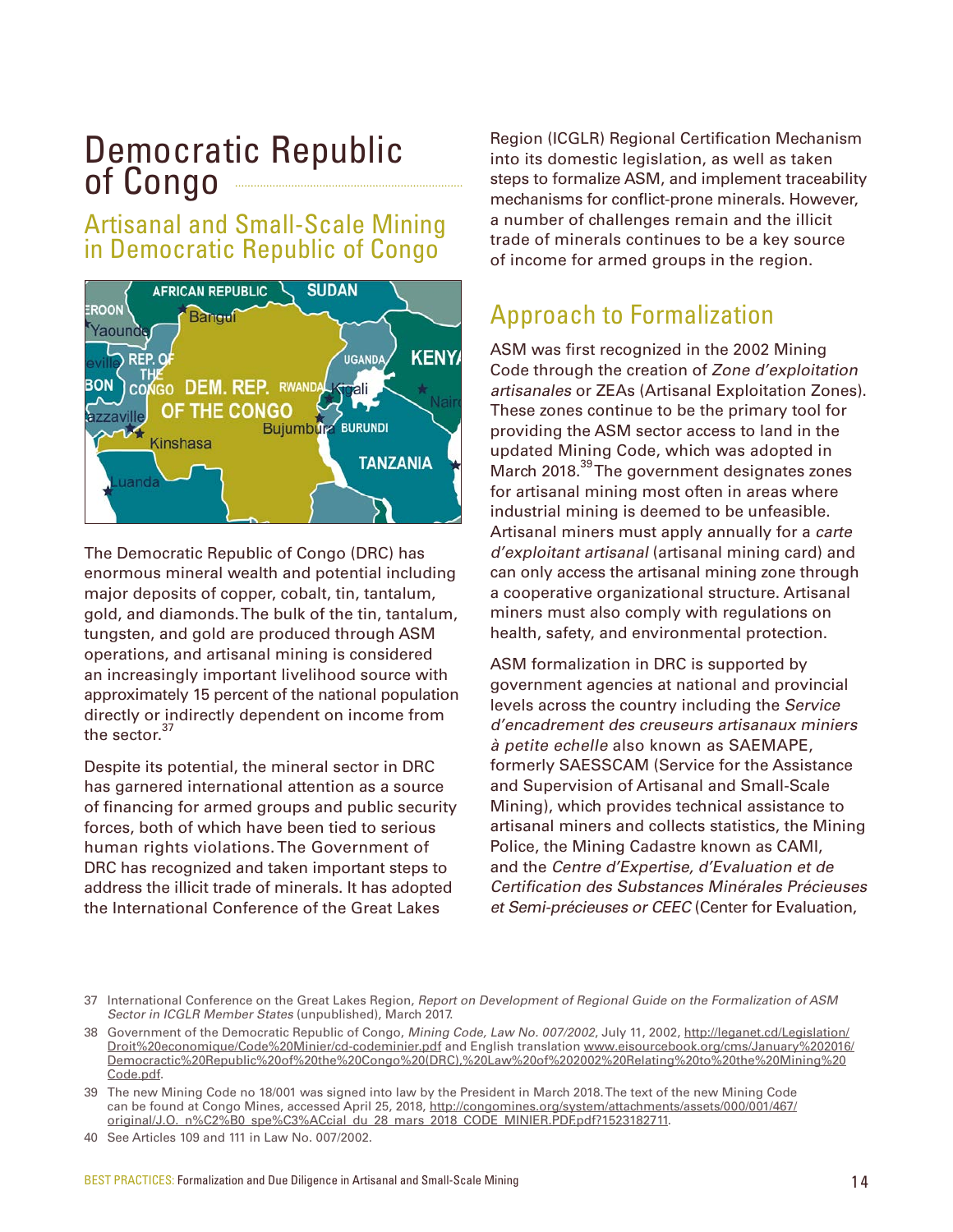# Democratic Republic of Congo

## Artisanal and Small-Scale Mining in Democratic Republic of Congo

The Democratic Republic of Congo (DRC) has enormous mineral wealth and potential including major deposits of copper, cobalt, tin, tantalum, gold, and diamonds. The bulk of the tin, tantalum, tungsten, and gold are produced through ASM operations, and artisanal mining is considered an increasingly important livelihood source with approximately 15 percent of the national population directly or indirectly dependent on income from the sector.[37]

Despite its potential, the mineral sector in DRC has garnered international attention as a source of financing for armed groups and public security forces, both of which have been tied to serious human rights violations. The Government of DRC has recognized and taken important steps to address the illicit trade of minerals. It has adopted the International Conference of the Great Lakes Region (ICGLR) Regional Certification Mechanism into its domestic legislation, as well as taken steps to formalize ASM, and implement traceability mechanisms for conflict-prone minerals. However, a number of challenges remain and the illicit trade of minerals continues to be a key source of income for armed groups in the region.

## Approach to Formalization

ASM was first recognized in the 2002 Mining Code through the creation of *Zone d'exploitation artisanales* or ZEAs (Artisanal Exploitation Zones). These zones continue to be the primary tool for providing the ASM sector access to land in the updated Mining Code, which was adopted in March 2018.[39] The government designates zones for artisanal mining most often in areas where industrial mining is deemed to be unfeasible. Artisanal miners must apply annually for a *carte d'exploitant artisanal* (artisanal mining card) and can only access the artisanal mining zone through a cooperative organizational structure. Artisanal miners must also comply with regulations on health, safety, and environmental protection.

ASM formalization in DRC is supported by government agencies at national and provincial levels across the country including the *Service d'encadrement des creuseurs artisanaux miniers à petite echelle* also known as SAEMAPE, formerly SAESSCAM (Service for the Assistance and Supervision of Artisanal and Small-Scale Mining), which provides technical assistance to artisanal miners and collects statistics, the Mining Police, the Mining Cadastre known as CAMI, and the *Centre d'Expertise, d'Evaluation et de Certification des Substances Minérales Précieuses et Semi-précieuses or CEEC* (Center for Evaluation,

---

37 International Conference on the Great Lakes Region, *Report on Development of Regional Guide on the Formalization of ASM Sector in ICGLR Member States* (unpublished), March 2017.

38 Government of the Democratic Republic of Congo, *Mining Code, Law No. 007/2002*, July 11, 2002, http://leganet.cd/Legislation/Droit%20economique/Code%20Minier/cd-codeminier.pdf and English translation www.eisourcebook.org/cms/January%202016/Democractic%20Republic%20of%20the%20Congo%20(DRC),%20Law%20of%202002%20Relating%20to%20the%20Mining%20Code.pdf.

39 The new Mining Code no 18/001 was signed into law by the President in March 2018. The text of the new Mining Code can be found at Congo Mines, accessed April 25, 2018, http://congomines.org/system/attachments/assets/000/001/467/original/J.O._n%C2%B0_spe%C3%ACcial_du_28_mars_2018_CODE_MINIER.PDF.pdf?1523182711.

40 See Articles 109 and 111 in Law No. 007/2002.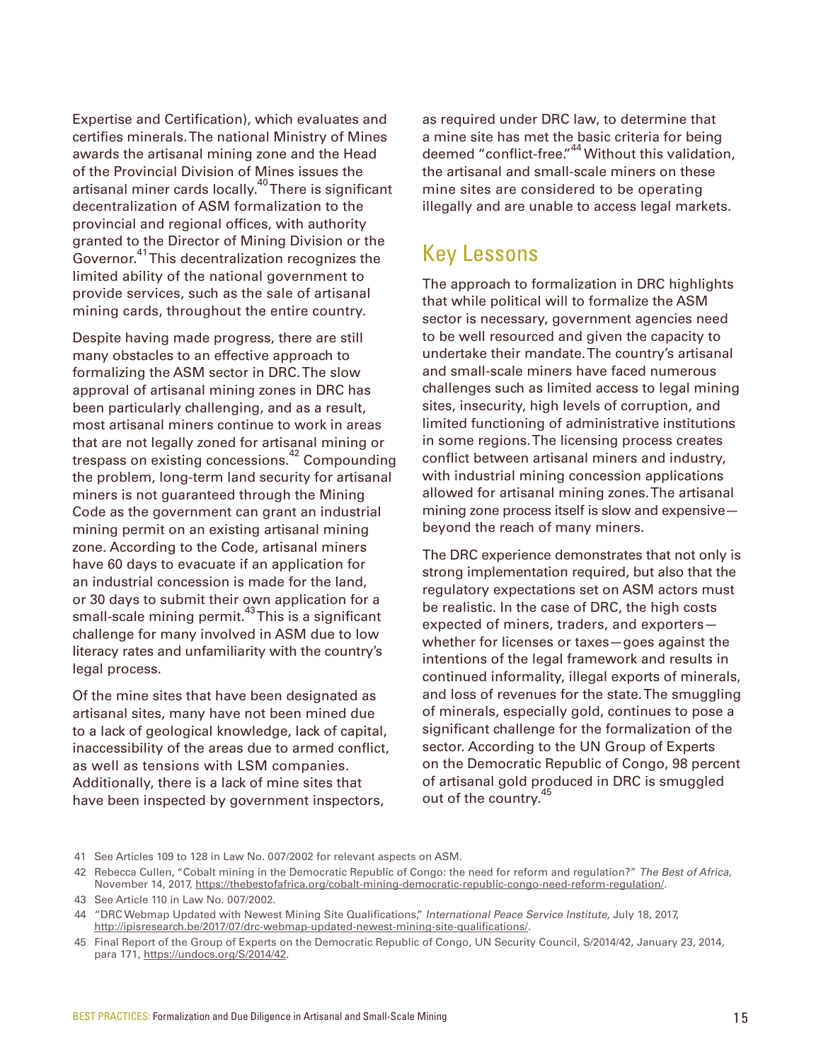Expertise and Certification), which evaluates and certifies minerals. The national Ministry of Mines awards the artisanal mining zone and the Head of the Provincial Division of Mines issues the artisanal miner cards locally.[40] There is significant decentralization of ASM formalization to the provincial and regional offices, with authority granted to the Director of Mining Division or the Governor.[41] This decentralization recognizes the limited ability of the national government to provide services, such as the sale of artisanal mining cards, throughout the entire country.

Despite having made progress, there are still many obstacles to an effective approach to formalizing the ASM sector in DRC. The slow approval of artisanal mining zones in DRC has been particularly challenging, and as a result, most artisanal miners continue to work in areas that are not legally zoned for artisanal mining or trespass on existing concessions.[42] Compounding the problem, long-term land security for artisanal miners is not guaranteed through the Mining Code as the government can grant an industrial mining permit on an existing artisanal mining zone. According to the Code, artisanal miners have 60 days to evacuate if an application for an industrial concession is made for the land, or 30 days to submit their own application for a small-scale mining permit.[43] This is a significant challenge for many involved in ASM due to low literacy rates and unfamiliarity with the country's legal process.

Of the mine sites that have been designated as artisanal sites, many have not been mined due to a lack of geological knowledge, lack of capital, inaccessibility of the areas due to armed conflict, as well as tensions with LSM companies. Additionally, there is a lack of mine sites that have been inspected by government inspectors, as required under DRC law, to determine that a mine site has met the basic criteria for being deemed "conflict-free."[44] Without this validation, the artisanal and small-scale miners on these mine sites are considered to be operating illegally and are unable to access legal markets.

## Key Lessons

The approach to formalization in DRC highlights that while political will to formalize the ASM sector is necessary, government agencies need to be well resourced and given the capacity to undertake their mandate. The country's artisanal and small-scale miners have faced numerous challenges such as limited access to legal mining sites, insecurity, high levels of corruption, and limited functioning of administrative institutions in some regions. The licensing process creates conflict between artisanal miners and industry, with industrial mining concession applications allowed for artisanal mining zones. The artisanal mining zone process itself is slow and expensive—beyond the reach of many miners.

The DRC experience demonstrates that not only is strong implementation required, but also that the regulatory expectations set on ASM actors must be realistic. In the case of DRC, the high costs expected of miners, traders, and exporters—whether for licenses or taxes—goes against the intentions of the legal framework and results in continued informality, illegal exports of minerals, and loss of revenues for the state. The smuggling of minerals, especially gold, continues to pose a significant challenge for the formalization of the sector. According to the UN Group of Experts on the Democratic Republic of Congo, 98 percent of artisanal gold produced in DRC is smuggled out of the country.[45]

---

41 See Articles 109 to 128 in Law No. 007/2002 for relevant aspects on ASM.

42 Rebecca Cullen, "Cobalt mining in the Democratic Republic of Congo: the need for reform and regulation?" *The Best of Africa*, November 14, 2017, https://thebestofafrica.org/cobalt-mining-democratic-republic-congo-need-reform-regulation/.

43 See Article 110 in Law No. 007/2002.

44 "DRC Webmap Updated with Newest Mining Site Qualifications," *International Peace Service Institute*, July 18, 2017, http://ipisresearch.be/2017/07/drc-webmap-updated-newest-mining-site-qualifications/.

45 Final Report of the Group of Experts on the Democratic Republic of Congo, UN Security Council, S/2014/42, January 23, 2014, para 171, https://undocs.org/S/2014/42.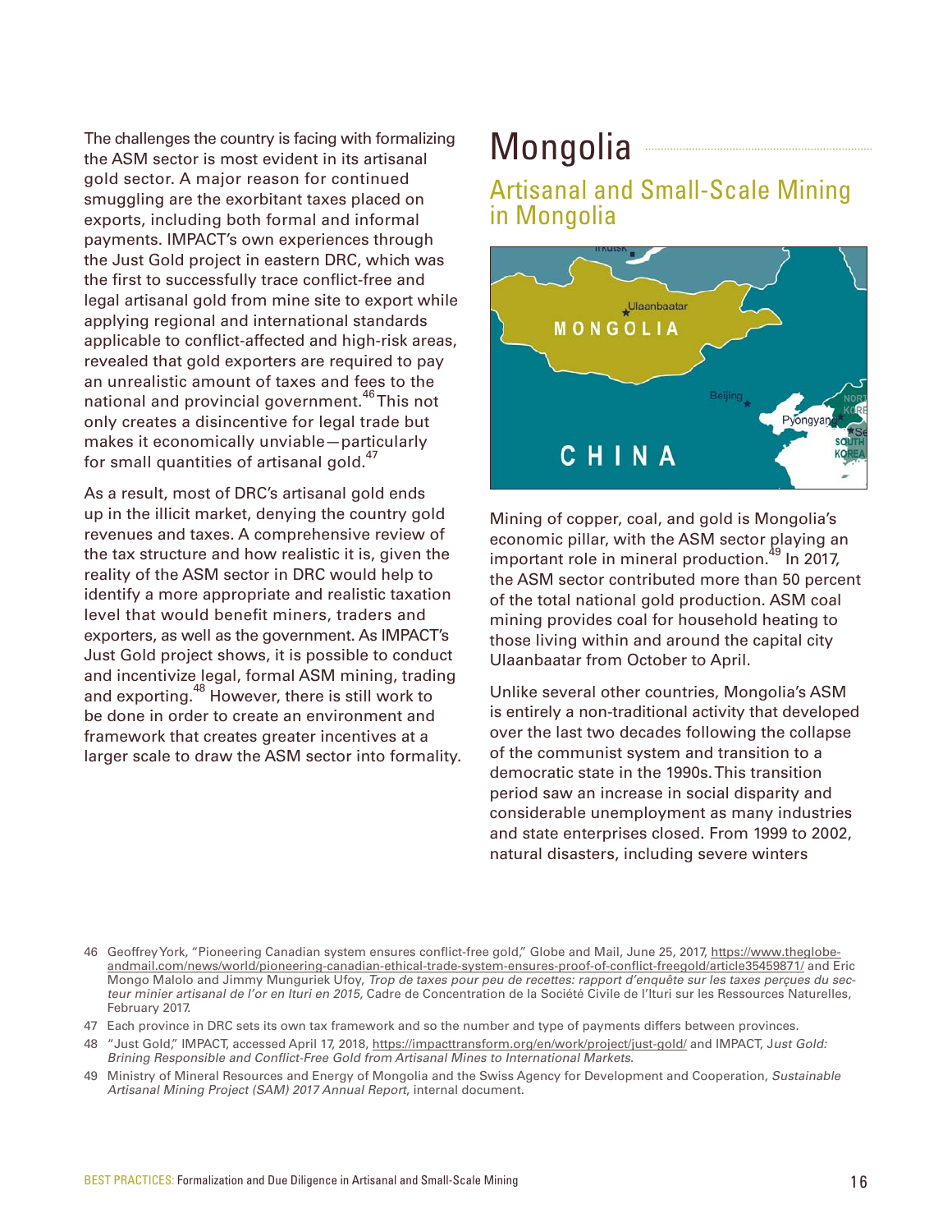The challenges the country is facing with formalizing the ASM sector is most evident in its artisanal gold sector. A major reason for continued smuggling are the exorbitant taxes placed on exports, including both formal and informal payments. IMPACT's own experiences through the Just Gold project in eastern DRC, which was the first to successfully trace conflict-free and legal artisanal gold from mine site to export while applying regional and international standards applicable to conflict-affected and high-risk areas, revealed that gold exporters are required to pay an unrealistic amount of taxes and fees to the national and provincial government.[46] This not only creates a disincentive for legal trade but makes it economically unviable—particularly for small quantities of artisanal gold.[47]

As a result, most of DRC's artisanal gold ends up in the illicit market, denying the country gold revenues and taxes. A comprehensive review of the tax structure and how realistic it is, given the reality of the ASM sector in DRC would help to identify a more appropriate and realistic taxation level that would benefit miners, traders and exporters, as well as the government. As IMPACT's Just Gold project shows, it is possible to conduct and incentivize legal, formal ASM mining, trading and exporting.[48] However, there is still work to be done in order to create an environment and framework that creates greater incentives at a larger scale to draw the ASM sector into formality.

# Mongolia

## Artisanal and Small-Scale Mining in Mongolia

Mining of copper, coal, and gold is Mongolia's economic pillar, with the ASM sector playing an important role in mineral production.[49] In 2017, the ASM sector contributed more than 50 percent of the total national gold production. ASM coal mining provides coal for household heating to those living within and around the capital city Ulaanbaatar from October to April.

Unlike several other countries, Mongolia's ASM is entirely a non-traditional activity that developed over the last two decades following the collapse of the communist system and transition to a democratic state in the 1990s. This transition period saw an increase in social disparity and considerable unemployment as many industries and state enterprises closed. From 1999 to 2002, natural disasters, including severe winters

---

46 Geoffrey York, "Pioneering Canadian system ensures conflict-free gold," Globe and Mail, June 25, 2017, https://www.theglobeandmail.com/news/world/pioneering-canadian-ethical-trade-system-ensures-proof-of-conflict-freegold/article35459871/ and Eric Mongo Malolo and Jimmy Munguriek Ufoy, *Trop de taxes pour peu de recettes: rapport d'enquête sur les taxes perçues du secteur minier artisanal de l'or en Ituri en 2015*, Cadre de Concentration de la Société Civile de l'Ituri sur les Ressources Naturelles, February 2017.

47 Each province in DRC sets its own tax framework and so the number and type of payments differs between provinces.

48 "Just Gold," IMPACT, accessed April 17, 2018, https://impacttransform.org/en/work/project/just-gold/ and IMPACT, *Just Gold: Brining Responsible and Conflict-Free Gold from Artisanal Mines to International Markets*.

49 Ministry of Mineral Resources and Energy of Mongolia and the Swiss Agency for Development and Cooperation, *Sustainable Artisanal Mining Project (SAM) 2017 Annual Report*, internal document.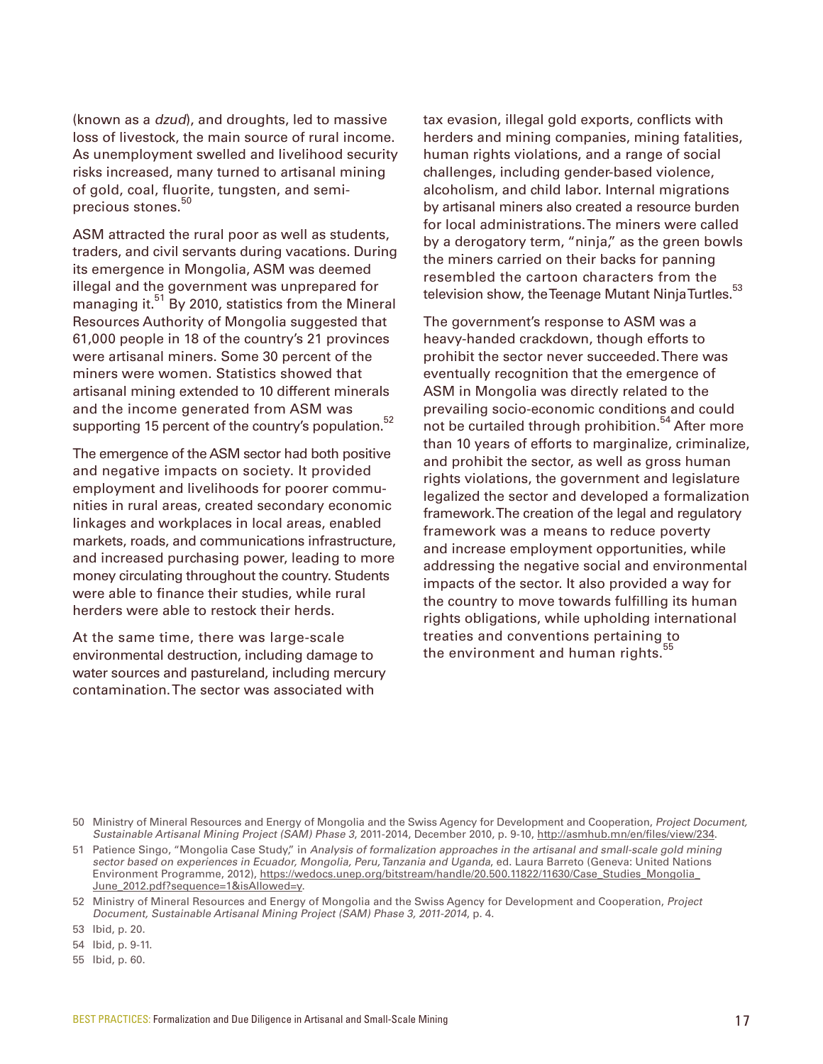(known as a *dzud*), and droughts, led to massive loss of livestock, the main source of rural income. As unemployment swelled and livelihood security risks increased, many turned to artisanal mining of gold, coal, fluorite, tungsten, and semi-precious stones.[50]

ASM attracted the rural poor as well as students, traders, and civil servants during vacations. During its emergence in Mongolia, ASM was deemed illegal and the government was unprepared for managing it.[51] By 2010, statistics from the Mineral Resources Authority of Mongolia suggested that 61,000 people in 18 of the country's 21 provinces were artisanal miners. Some 30 percent of the miners were women. Statistics showed that artisanal mining extended to 10 different minerals and the income generated from ASM was supporting 15 percent of the country's population.[52]

The emergence of the ASM sector had both positive and negative impacts on society. It provided employment and livelihoods for poorer communities in rural areas, created secondary economic linkages and workplaces in local areas, enabled markets, roads, and communications infrastructure, and increased purchasing power, leading to more money circulating throughout the country. Students were able to finance their studies, while rural herders were able to restock their herds.

At the same time, there was large-scale environmental destruction, including damage to water sources and pastureland, including mercury contamination. The sector was associated with tax evasion, illegal gold exports, conflicts with herders and mining companies, mining fatalities, human rights violations, and a range of social challenges, including gender-based violence, alcoholism, and child labor. Internal migrations by artisanal miners also created a resource burden for local administrations. The miners were called by a derogatory term, "ninja," as the green bowls the miners carried on their backs for panning resembled the cartoon characters from the television show, the Teenage Mutant Ninja Turtles.[53]

The government's response to ASM was a heavy-handed crackdown, though efforts to prohibit the sector never succeeded. There was eventually recognition that the emergence of ASM in Mongolia was directly related to the prevailing socio-economic conditions and could not be curtailed through prohibition.[54] After more than 10 years of efforts to marginalize, criminalize, and prohibit the sector, as well as gross human rights violations, the government and legislature legalized the sector and developed a formalization framework. The creation of the legal and regulatory framework was a means to reduce poverty and increase employment opportunities, while addressing the negative social and environmental impacts of the sector. It also provided a way for the country to move towards fulfilling its human rights obligations, while upholding international treaties and conventions pertaining to the environment and human rights.[55]

---

50 Ministry of Mineral Resources and Energy of Mongolia and the Swiss Agency for Development and Cooperation, *Project Document, Sustainable Artisanal Mining Project (SAM) Phase 3*, 2011-2014, December 2010, p. 9-10, http://asmhub.mn/en/files/view/234.

51 Patience Singo, "Mongolia Case Study," in *Analysis of formalization approaches in the artisanal and small-scale gold mining sector based on experiences in Ecuador, Mongolia, Peru, Tanzania and Uganda*, ed. Laura Barreto (Geneva: United Nations Environment Programme, 2012), https://wedocs.unep.org/bitstream/handle/20.500.11822/11630/Case_Studies_Mongolia_June_2012.pdf?sequence=1&isAllowed=y.

52 Ministry of Mineral Resources and Energy of Mongolia and the Swiss Agency for Development and Cooperation, *Project Document, Sustainable Artisanal Mining Project (SAM) Phase 3, 2011-2014*, p. 4.

53 Ibid, p. 20.

54 Ibid, p. 9-11.

55 Ibid, p. 60.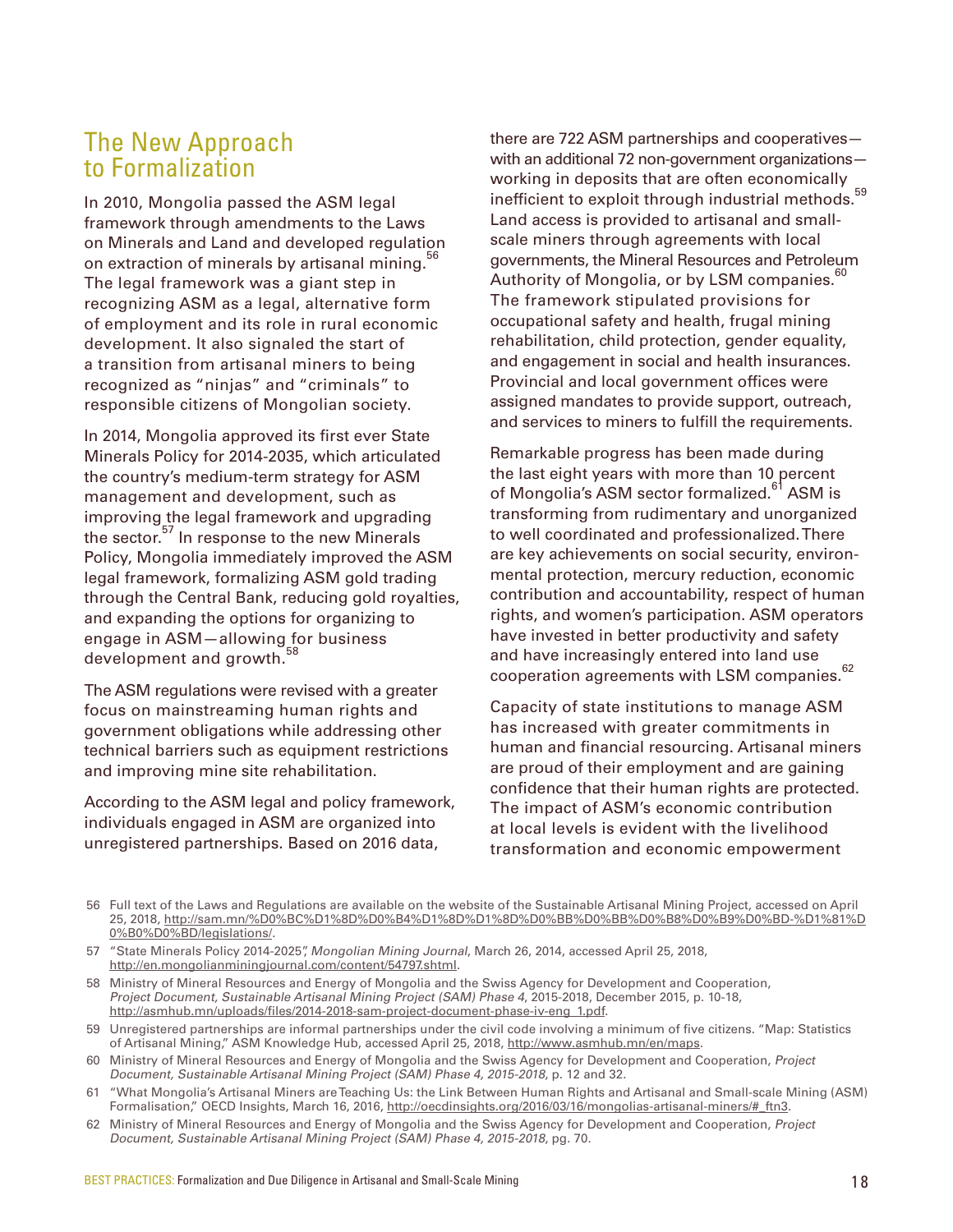## The New Approach to Formalization

In 2010, Mongolia passed the ASM legal framework through amendments to the Laws on Minerals and Land and developed regulation on extraction of minerals by artisanal mining.[56] The legal framework was a giant step in recognizing ASM as a legal, alternative form of employment and its role in rural economic development. It also signaled the start of a transition from artisanal miners to being recognized as "ninjas" and "criminals" to responsible citizens of Mongolian society.

In 2014, Mongolia approved its first ever State Minerals Policy for 2014-2035, which articulated the country's medium-term strategy for ASM management and development, such as improving the legal framework and upgrading the sector.[57] In response to the new Minerals Policy, Mongolia immediately improved the ASM legal framework, formalizing ASM gold trading through the Central Bank, reducing gold royalties, and expanding the options for organizing to engage in ASM—allowing for business development and growth.[58]

The ASM regulations were revised with a greater focus on mainstreaming human rights and government obligations while addressing other technical barriers such as equipment restrictions and improving mine site rehabilitation.

According to the ASM legal and policy framework, individuals engaged in ASM are organized into unregistered partnerships. Based on 2016 data, there are 722 ASM partnerships and cooperatives—with an additional 72 non-government organizations—working in deposits that are often economically inefficient to exploit through industrial methods.[59] Land access is provided to artisanal and small-scale miners through agreements with local governments, the Mineral Resources and Petroleum Authority of Mongolia, or by LSM companies.[60] The framework stipulated provisions for occupational safety and health, frugal mining rehabilitation, child protection, gender equality, and engagement in social and health insurances. Provincial and local government offices were assigned mandates to provide support, outreach, and services to miners to fulfill the requirements.

Remarkable progress has been made during the last eight years with more than 10 percent of Mongolia's ASM sector formalized.[61] ASM is transforming from rudimentary and unorganized to well coordinated and professionalized. There are key achievements on social security, environmental protection, mercury reduction, economic contribution and accountability, respect of human rights, and women's participation. ASM operators have invested in better productivity and safety and have increasingly entered into land use cooperation agreements with LSM companies.[62]

Capacity of state institutions to manage ASM has increased with greater commitments in human and financial resourcing. Artisanal miners are proud of their employment and are gaining confidence that their human rights are protected. The impact of ASM's economic contribution at local levels is evident with the livelihood transformation and economic empowerment

56 Full text of the Laws and Regulations are available on the website of the Sustainable Artisanal Mining Project, accessed on April 25, 2018, http://sam.mn/%D0%BC%D1%8D%D0%B4%D1%8D%D1%8D%D0%BB%D0%BB%D0%B8%D0%B9%D0%BD-%D1%81%D0%B0%D0%BD/legislations/.

57 "State Minerals Policy 2014-2025", *Mongolian Mining Journal*, March 26, 2014, accessed April 25, 2018, http://en.mongolianminingjournal.com/content/54797.shtml.

58 Ministry of Mineral Resources and Energy of Mongolia and the Swiss Agency for Development and Cooperation, *Project Document, Sustainable Artisanal Mining Project (SAM) Phase 4*, 2015-2018, December 2015, p. 10-18, http://asmhub.mn/uploads/files/2014-2018-sam-project-document-phase-iv-eng_1.pdf.

59 Unregistered partnerships are informal partnerships under the civil code involving a minimum of five citizens. "Map: Statistics of Artisanal Mining," ASM Knowledge Hub, accessed April 25, 2018, http://www.asmhub.mn/en/maps.

60 Ministry of Mineral Resources and Energy of Mongolia and the Swiss Agency for Development and Cooperation, *Project Document, Sustainable Artisanal Mining Project (SAM) Phase 4, 2015-2018*, p. 12 and 32.

61 "What Mongolia's Artisanal Miners are Teaching Us: the Link Between Human Rights and Artisanal and Small-scale Mining (ASM) Formalisation," OECD Insights, March 16, 2016, http://oecdinsights.org/2016/03/16/mongolias-artisanal-miners/#_ftn3.

62 Ministry of Mineral Resources and Energy of Mongolia and the Swiss Agency for Development and Cooperation, *Project Document, Sustainable Artisanal Mining Project (SAM) Phase 4, 2015-2018*, pg. 70.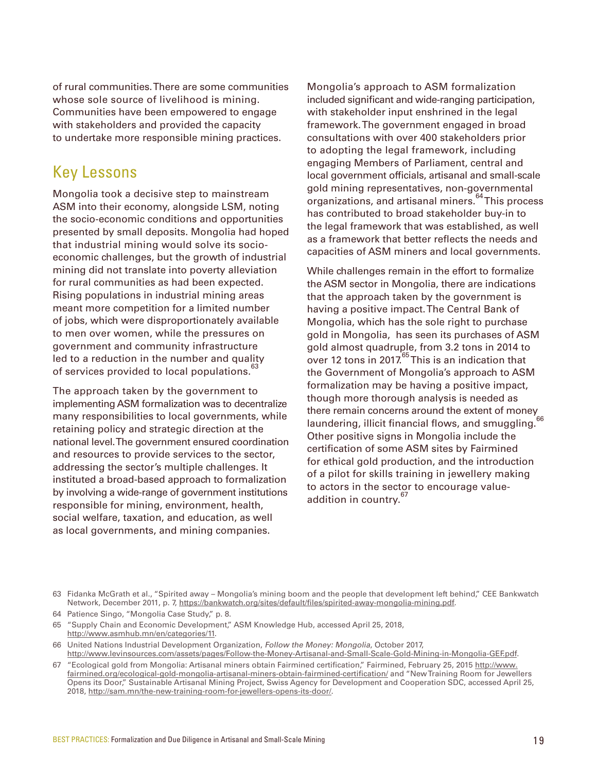of rural communities. There are some communities whose sole source of livelihood is mining. Communities have been empowered to engage with stakeholders and provided the capacity to undertake more responsible mining practices.

## Key Lessons

Mongolia took a decisive step to mainstream ASM into their economy, alongside LSM, noting the socio-economic conditions and opportunities presented by small deposits. Mongolia had hoped that industrial mining would solve its socio-economic challenges, but the growth of industrial mining did not translate into poverty alleviation for rural communities as had been expected. Rising populations in industrial mining areas meant more competition for a limited number of jobs, which were disproportionally available to men over women, while the pressures on government and community infrastructure led to a reduction in the number and quality of services provided to local populations.[63]

The approach taken by the government to implementing ASM formalization was to decentralize many responsibilities to local governments, while retaining policy and strategic direction at the national level. The government ensured coordination and resources to provide services to the sector, addressing the sector's multiple challenges. It instituted a broad-based approach to formalization by involving a wide-range of government institutions responsible for mining, environment, health, social welfare, taxation, and education, as well as local governments, and mining companies.

Mongolia's approach to ASM formalization included significant and wide-ranging participation, with stakeholder input enshrined in the legal framework. The government engaged in broad consultations with over 400 stakeholders prior to adopting the legal framework, including engaging Members of Parliament, central and local government officials, artisanal and small-scale gold mining representatives, non-governmental organizations, and artisanal miners.[64] This process has contributed to broad stakeholder buy-in to the legal framework that was established, as well as a framework that better reflects the needs and capacities of ASM miners and local governments.

While challenges remain in the effort to formalize the ASM sector in Mongolia, there are indications that the approach taken by the government is having a positive impact. The Central Bank of Mongolia, which has the sole right to purchase gold in Mongolia, has seen its purchases of ASM gold almost quadruple, from 3.2 tons in 2014 to over 12 tons in 2017.[65] This is an indication that the Government of Mongolia's approach to ASM formalization may be having a positive impact, though more thorough analysis is needed as there remain concerns around the extent of money laundering, illicit financial flows, and smuggling.[66] Other positive signs in Mongolia include the certification of some ASM sites by Fairmined for ethical gold production, and the introduction of a pilot for skills training in jewellery making to actors in the sector to encourage value-addition in country.[67]

---

63 Fidanka McGrath et al., "Spirited away – Mongolia's mining boom and the people that development left behind," CEE Bankwatch Network, December 2011, p. 7, https://bankwatch.org/sites/default/files/spirited-away-mongolia-mining.pdf.

64 Patience Singo, "Mongolia Case Study," p. 8.

65 "Supply Chain and Economic Development," ASM Knowledge Hub, accessed April 25, 2018, http://www.asmhub.mn/en/categories/11.

66 United Nations Industrial Development Organization, *Follow the Money: Mongolia*, October 2017, http://www.levinsources.com/assets/pages/Follow-the-Money-Artisanal-and-Small-Scale-Gold-Mining-in-Mongolia-GEF.pdf.

67 "Ecological gold from Mongolia: Artisanal miners obtain Fairmined certification," Fairmined, February 25, 2015 http://www.fairmined.org/ecological-gold-mongolia-artisanal-miners-obtain-fairmined-certification/ and "New Training Room for Jewellers Opens its Door," Sustainable Artisanal Mining Project, Swiss Agency for Development and Cooperation SDC, accessed April 25, 2018, http://sam.mn/the-new-training-room-for-jewellers-opens-its-door/.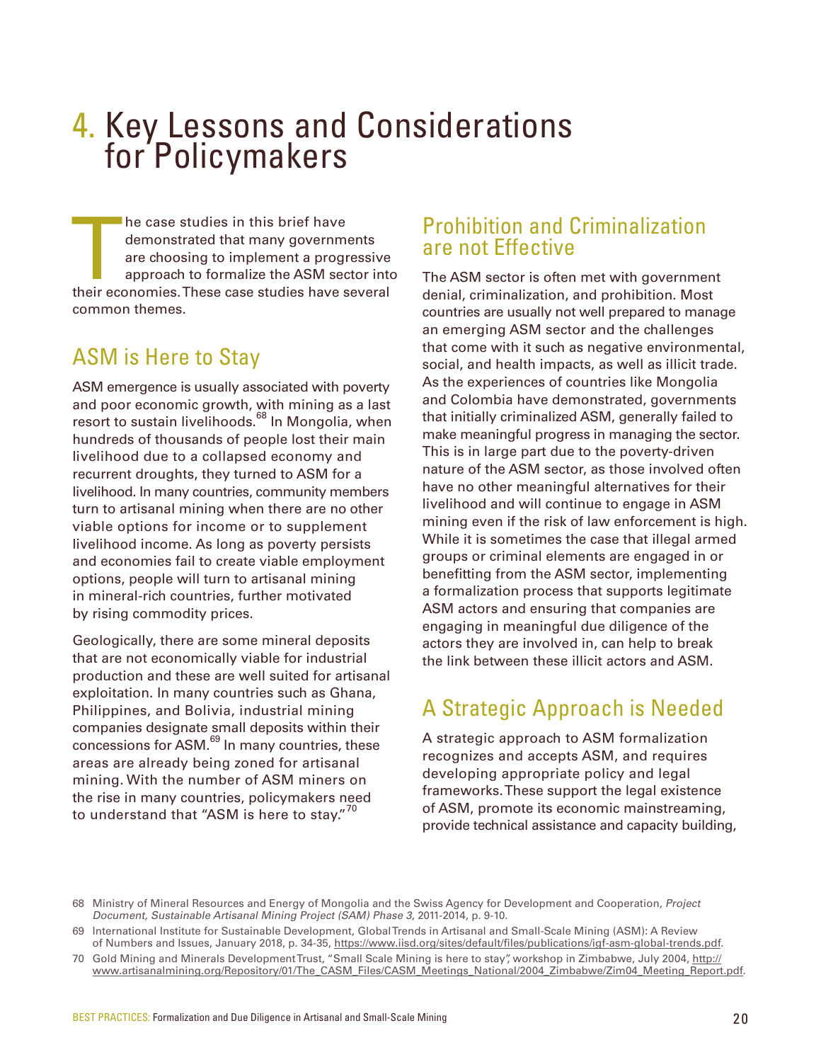# 4. Key Lessons and Considerations for Policymakers

The case studies in this brief have demonstrated that many governments are choosing to implement a progressive approach to formalize the ASM sector into their economies. These case studies have several common themes.

## ASM is Here to Stay

ASM emergence is usually associated with poverty and poor economic growth, with mining as a last resort to sustain livelihoods.[68] In Mongolia, when hundreds of thousands of people lost their main livelihood due to a collapsed economy and recurrent droughts, they turned to ASM for a livelihood. In many countries, community members turn to artisanal mining when there are no other viable options for income or to supplement livelihood income. As long as poverty persists and economies fail to create viable employment options, people will turn to artisanal mining in mineral-rich countries, further motivated by rising commodity prices.

Geologically, there are some mineral deposits that are not economically viable for industrial production and these are well suited for artisanal exploitation. In many countries such as Ghana, Philippines, and Bolivia, industrial mining companies designate small deposits within their concessions for ASM.[69] In many countries, these areas are already being zoned for artisanal mining. With the number of ASM miners on the rise in many countries, policymakers need to understand that "ASM is here to stay."[70]

## Prohibition and Criminalization are not Effective

The ASM sector is often met with government denial, criminalization, and prohibition. Most countries are usually not well prepared to manage an emerging ASM sector and the challenges that come with it such as negative environmental, social, and health impacts, as well as illicit trade. As the experiences of countries like Mongolia and Colombia have demonstrated, governments that initially criminalized ASM, generally failed to make meaningful progress in managing the sector. This is in large part due to the poverty-driven nature of the ASM sector, as those involved often have no other meaningful alternatives for their livelihood and will continue to engage in ASM mining even if the risk of law enforcement is high. While it is sometimes the case that illegal armed groups or criminal elements are engaged in or benefitting from the ASM sector, implementing a formalization process that supports legitimate ASM actors and ensuring that companies are engaging in meaningful due diligence of the actors they are involved in, can help to break the link between these illicit actors and ASM.

## A Strategic Approach is Needed

A strategic approach to ASM formalization recognizes and accepts ASM, and requires developing appropriate policy and legal frameworks. These support the legal existence of ASM, promote its economic mainstreaming, provide technical assistance and capacity building,

---

68 Ministry of Mineral Resources and Energy of Mongolia and the Swiss Agency for Development and Cooperation, *Project Document, Sustainable Artisanal Mining Project (SAM) Phase 3*, 2011-2014, p. 9-10.

69 International Institute for Sustainable Development, Global Trends in Artisanal and Small-Scale Mining (ASM): A Review of Numbers and Issues, January 2018, p. 34-35, https://www.iisd.org/sites/default/files/publications/igf-asm-global-trends.pdf.

70 Gold Mining and Minerals Development Trust, "Small Scale Mining is here to stay", workshop in Zimbabwe, July 2004, http://www.artisanalmining.org/Repository/01/The_CASM_Files/CASM_Meetings_National/2004_Zimbabwe/Zim04_Meeting_Report.pdf.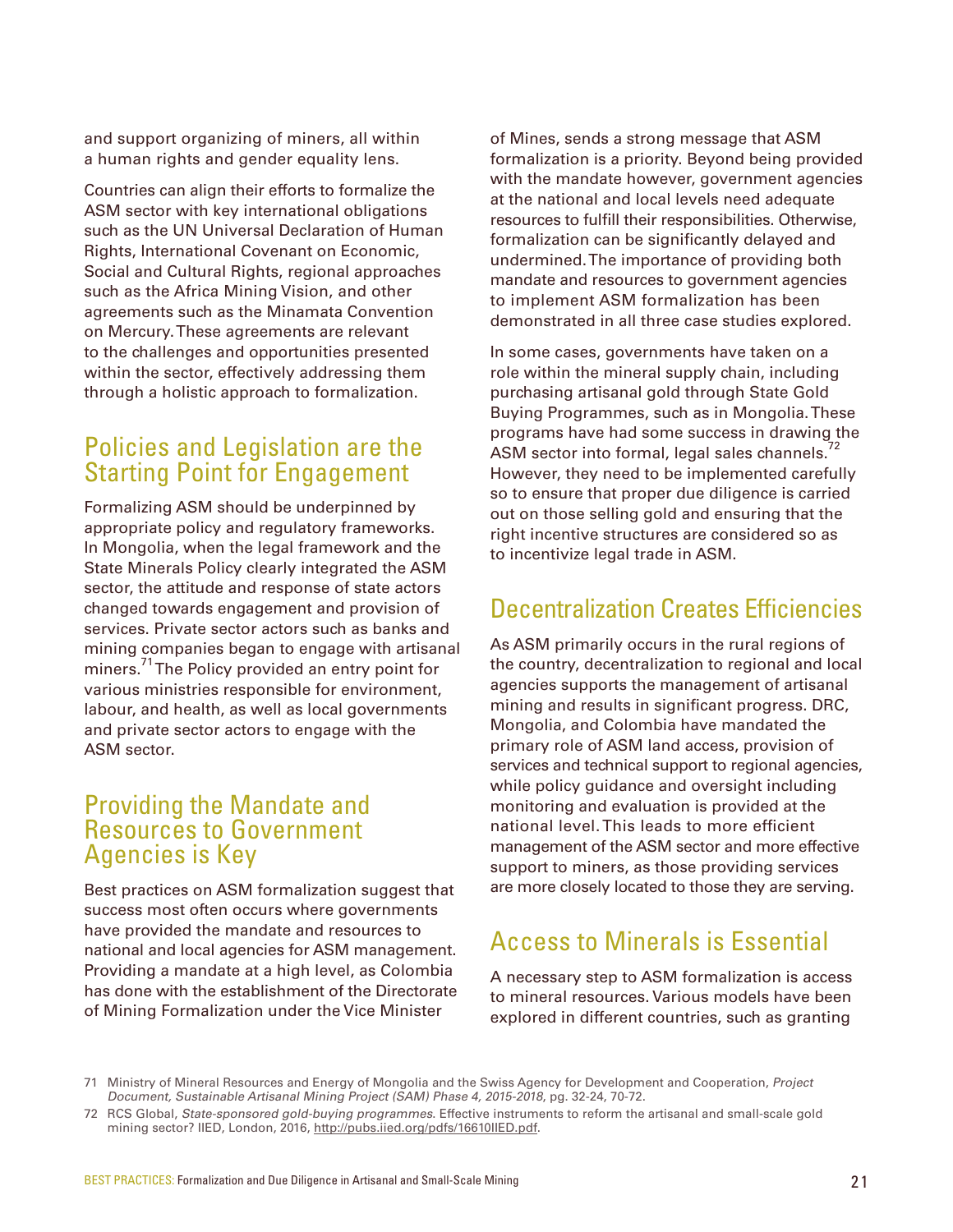and support organizing of miners, all within a human rights and gender equality lens.

Countries can align their efforts to formalize the ASM sector with key international obligations such as the UN Universal Declaration of Human Rights, International Covenant on Economic, Social and Cultural Rights, regional approaches such as the Africa Mining Vision, and other agreements such as the Minamata Convention on Mercury. These agreements are relevant to the challenges and opportunities presented within the sector, effectively addressing them through a holistic approach to formalization.

## Policies and Legislation are the Starting Point for Engagement

Formalizing ASM should be underpinned by appropriate policy and regulatory frameworks. In Mongolia, when the legal framework and the State Minerals Policy clearly integrated the ASM sector, the attitude and response of state actors changed towards engagement and provision of services. Private sector actors such as banks and mining companies began to engage with artisanal miners.[71] The Policy provided an entry point for various ministries responsible for environment, labour, and health, as well as local governments and private sector actors to engage with the ASM sector.

## Providing the Mandate and Resources to Government Agencies is Key

Best practices on ASM formalization suggest that success most often occurs where governments have provided the mandate and resources to national and local agencies for ASM management. Providing a mandate at a high level, as Colombia has done with the establishment of the Directorate of Mining Formalization under the Vice Minister of Mines, sends a strong message that ASM formalization is a priority. Beyond being provided with the mandate however, government agencies at the national and local levels need adequate resources to fulfill their responsibilities. Otherwise, formalization can be significantly delayed and undermined. The importance of providing both mandate and resources to government agencies to implement ASM formalization has been demonstrated in all three case studies explored.

In some cases, governments have taken on a role within the mineral supply chain, including purchasing artisanal gold through State Gold Buying Programmes, such as in Mongolia. These programs have had some success in drawing the ASM sector into formal, legal sales channels.[72] However, they need to be implemented carefully so to ensure that proper due diligence is carried out on those selling gold and ensuring that the right incentive structures are considered so as to incentivize legal trade in ASM.

## Decentralization Creates Efficiencies

As ASM primarily occurs in the rural regions of the country, decentralization to regional and local agencies supports the management of artisanal mining and results in significant progress. DRC, Mongolia, and Colombia have mandated the primary role of ASM land access, provision of services and technical support to regional agencies, while policy guidance and oversight including monitoring and evaluation is provided at the national level. This leads to more efficient management of the ASM sector and more effective support to miners, as those providing services are more closely located to those they are serving.

## Access to Minerals is Essential

A necessary step to ASM formalization is access to mineral resources. Various models have been explored in different countries, such as granting

---

71 Ministry of Mineral Resources and Energy of Mongolia and the Swiss Agency for Development and Cooperation, *Project Document, Sustainable Artisanal Mining Project (SAM) Phase 4, 2015-2018*, pg. 32-24, 70-72.

72 RCS Global, *State-sponsored gold-buying programmes.* Effective instruments to reform the artisanal and small-scale gold mining sector? IIED, London, 2016, http://pubs.iied.org/pdfs/16610IIED.pdf.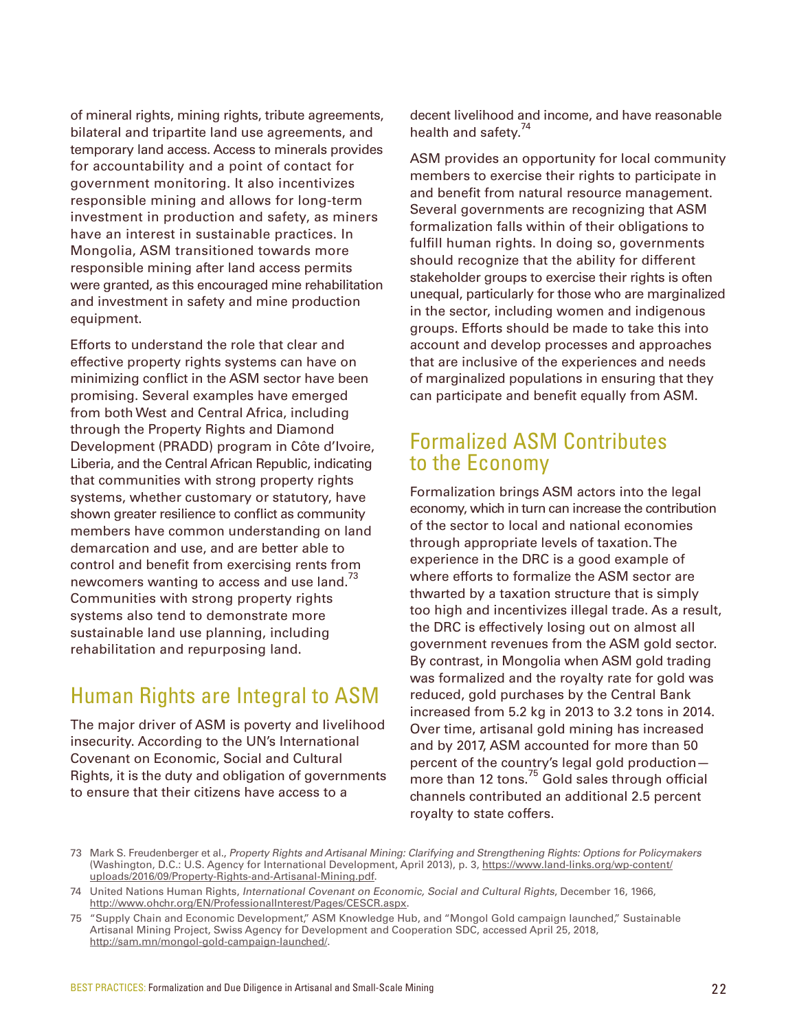of mineral rights, mining rights, tribute agreements, bilateral and tripartite land use agreements, and temporary land access. Access to minerals provides for accountability and a point of contact for government monitoring. It also incentivizes responsible mining and allows for long-term investment in production and safety, as miners have an interest in sustainable practices. In Mongolia, ASM transitioned towards more responsible mining after land access permits were granted, as this encouraged mine rehabilitation and investment in safety and mine production equipment.

Efforts to understand the role that clear and effective property rights systems can have on minimizing conflict in the ASM sector have been promising. Several examples have emerged from both West and Central Africa, including through the Property Rights and Diamond Development (PRADD) program in Côte d'Ivoire, Liberia, and the Central African Republic, indicating that communities with strong property rights systems, whether customary or statutory, have shown greater resilience to conflict as community members have common understanding on land demarcation and use, and are better able to control and benefit from exercising rents from newcomers wanting to access and use land.[73] Communities with strong property rights systems also tend to demonstrate more sustainable land use planning, including rehabilitation and repurposing land.

## Human Rights are Integral to ASM

The major driver of ASM is poverty and livelihood insecurity. According to the UN's International Covenant on Economic, Social and Cultural Rights, it is the duty and obligation of governments to ensure that their citizens have access to a decent livelihood and income, and have reasonable health and safety.[74]

ASM provides an opportunity for local community members to exercise their rights to participate in and benefit from natural resource management. Several governments are recognizing that ASM formalization falls within of their obligations to fulfill human rights. In doing so, governments should recognize that the ability for different stakeholder groups to exercise their rights is often unequal, particularly for those who are marginalized in the sector, including women and indigenous groups. Efforts should be made to take this into account and develop processes and approaches that are inclusive of the experiences and needs of marginalized populations in ensuring that they can participate and benefit equally from ASM.

## Formalized ASM Contributes to the Economy

Formalization brings ASM actors into the legal economy, which in turn can increase the contribution of the sector to local and national economies through appropriate levels of taxation. The experience in the DRC is a good example of where efforts to formalize the ASM sector are thwarted by a taxation structure that is simply too high and incentivizes illegal trade. As a result, the DRC is effectively losing out on almost all government revenues from the ASM gold sector. By contrast, in Mongolia when ASM gold trading was formalized and the royalty rate for gold was reduced, gold purchases by the Central Bank increased from 5.2 kg in 2013 to 3.2 tons in 2014. Over time, artisanal gold mining has increased and by 2017, ASM accounted for more than 50 percent of the country's legal gold production—more than 12 tons.[75] Gold sales through official channels contributed an additional 2.5 percent royalty to state coffers.

---

73 Mark S. Freudenberger et al., *Property Rights and Artisanal Mining: Clarifying and Strengthening Rights: Options for Policymakers* (Washington, D.C.: U.S. Agency for International Development, April 2013), p. 3, https://www.land-links.org/wp-content/uploads/2016/09/Property-Rights-and-Artisanal-Mining.pdf.

74 United Nations Human Rights, *International Covenant on Economic, Social and Cultural Rights*, December 16, 1966, http://www.ohchr.org/EN/ProfessionalInterest/Pages/CESCR.aspx.

75 "Supply Chain and Economic Development," ASM Knowledge Hub, and "Mongol Gold campaign launched," Sustainable Artisanal Mining Project, Swiss Agency for Development and Cooperation SDC, accessed April 25, 2018, http://sam.mn/mongol-gold-campaign-launched/.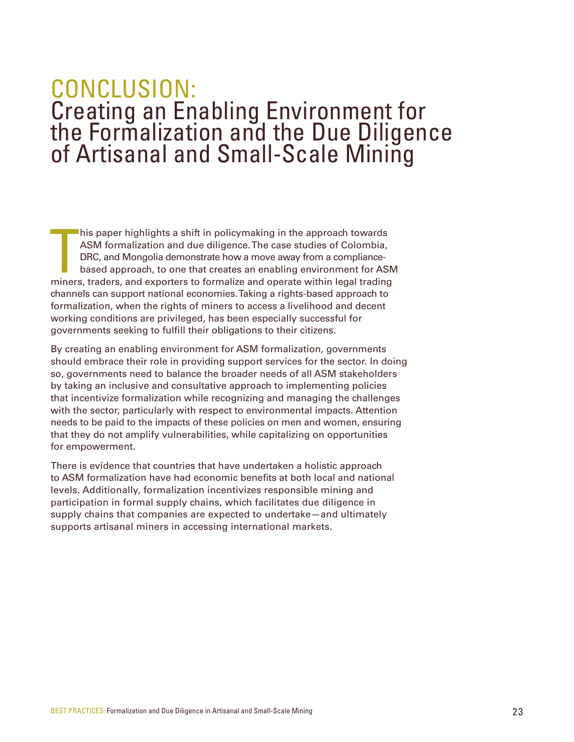# CONCLUSION: Creating an Enabling Environment for the Formalization and the Due Diligence of Artisanal and Small-Scale Mining

This paper highlights a shift in policymaking in the approach towards ASM formalization and due diligence. The case studies of Colombia, DRC, and Mongolia demonstrate how a move away from a compliance-based approach, to one that creates an enabling environment for ASM miners, traders, and exporters to formalize and operate within legal trading channels can support national economies. Taking a rights-based approach to formalization, when the rights of miners to access a livelihood and decent working conditions are privileged, has been especially successful for governments seeking to fulfill their obligations to their citizens.

By creating an enabling environment for ASM formalization, governments should embrace their role in providing support services for the sector. In doing so, governments need to balance the broader needs of all ASM stakeholders by taking an inclusive and consultative approach to implementing policies that incentivize formalization while recognizing and managing the challenges with the sector, particularly with respect to environmental impacts. Attention needs to be paid to the impacts of these policies on men and women, ensuring that they do not amplify vulnerabilities, while capitalizing on opportunities for empowerment.

There is evidence that countries that have undertaken a holistic approach to ASM formalization have had economic benefits at both local and national levels. Additionally, formalization incentivizes responsible mining and participation in formal supply chains, which facilitates due diligence in supply chains that companies are expected to undertake—and ultimately supports artisanal miners in accessing international markets.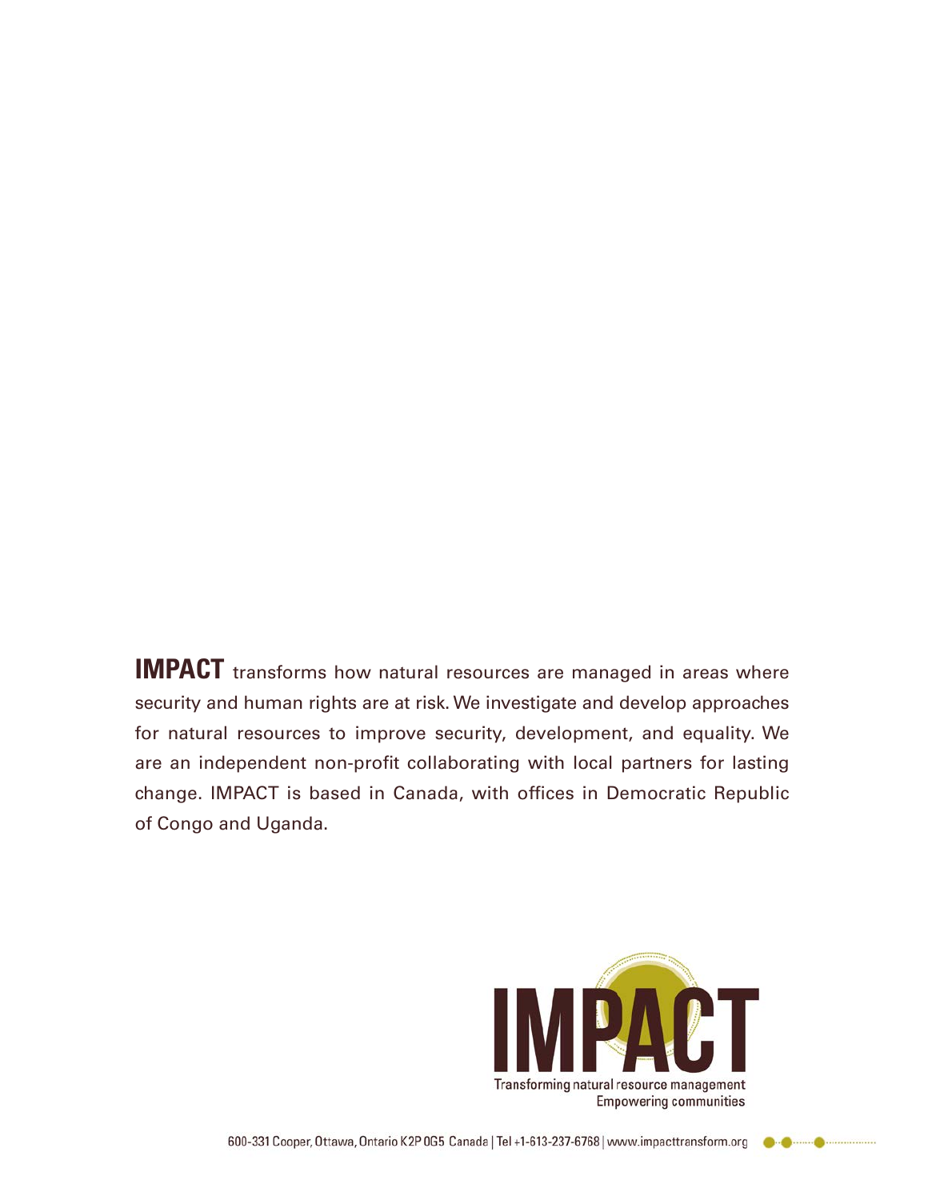**IMPACT** transforms how natural resources are managed in areas where security and human rights are at risk. We investigate and develop approaches for natural resources to improve security, development, and equality. We are an independent non-profit collaborating with local partners for lasting change. IMPACT is based in Canada, with offices in Democratic Republic of Congo and Uganda.

IMPACT

Transforming natural resource management
Empowering communities

600-331 Cooper, Ottawa, Ontario K2P 0G5 Canada | Tel +1-613-237-6768 | www.impacttransform.org